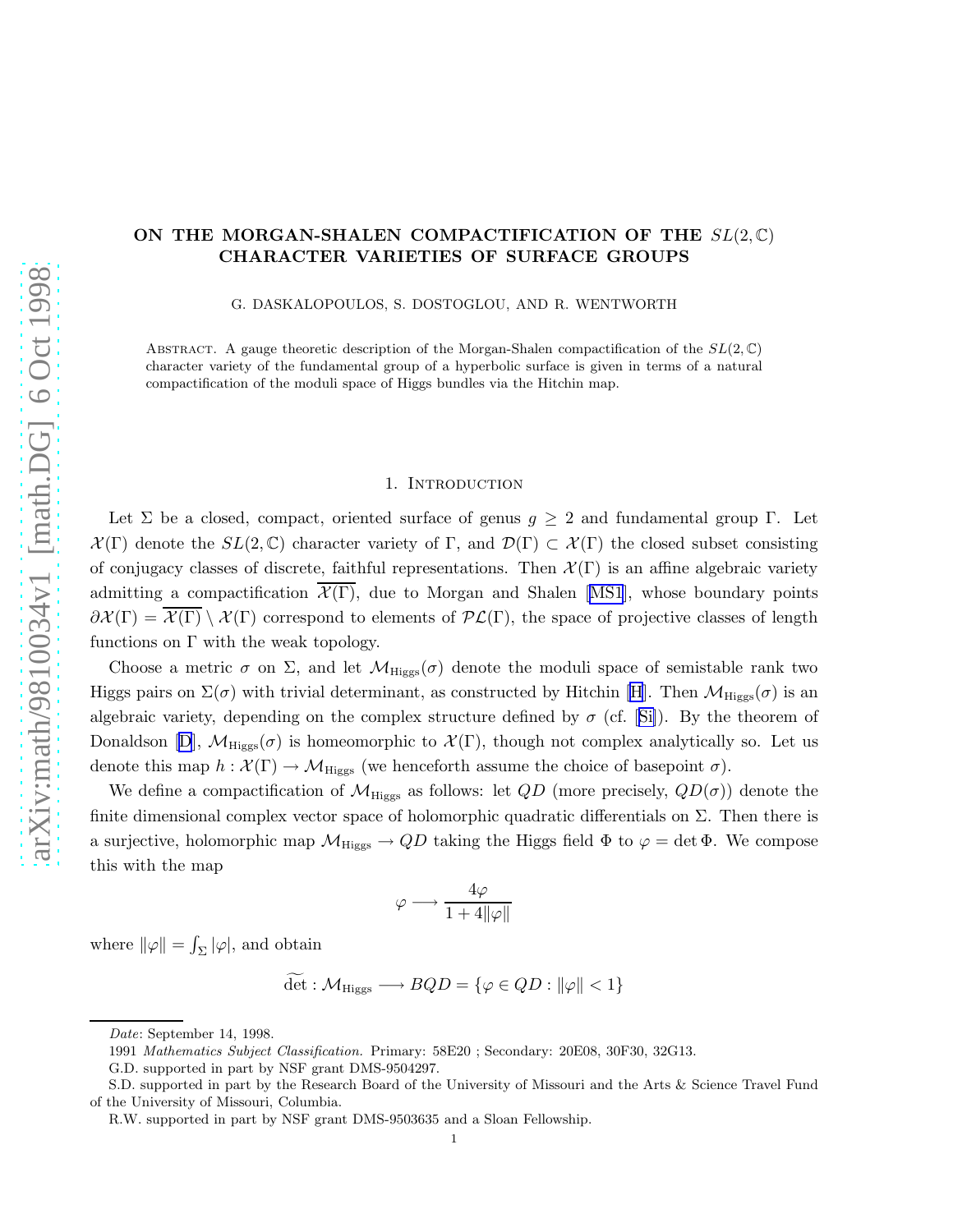# ON THE MORGAN-SHALEN COMPACTIFICATION OF THE $SL(2,\mathbb{C})$ CHARACTER VARIETIES OF SURFACE GROUPS

G. DASKALOPOULOS, S. DOSTOGLOU, AND R. WENTWORTH

Abstract. A gauge theoretic description of the Morgan-Shalen compactification of the $SL(2,\mathbb{C})$ character variety of the fundamental group of a hyperbolic surface is given in terms of a natural compactification of the moduli space of Higgs bundles via the Hitchin map.

## 1. Introduction

Let $\Sigma$ be a closed, compact, oriented surface of genus $g \geq 2$ and fundamental group $\Gamma$. Let $\mathcal{X}(\Gamma)$ denote the $SL(2,\mathbb{C})$ character variety of $\Gamma$, and $\mathcal{D}(\Gamma) \subset \mathcal{X}(\Gamma)$ the closed subset consisting of conjugacy classes of discrete, faithful representations. Then $\mathcal{X}(\Gamma)$ is an affine algebraic variety admitting a compactification $\overline{\mathcal{X}(\Gamma)}$, due to Morgan and Shalen [MS1], whose boundary points $\partial\mathcal{X}(\Gamma) = \overline{\mathcal{X}(\Gamma)} \setminus \mathcal{X}(\Gamma)$ correspond to elements of $\mathcal{PL}(\Gamma)$, the space of projective classes of length functions on $\Gamma$ with the weak topology.

Choose a metric $\sigma$ on $\Sigma$, and let $\mathcal{M}_{\text{Higgs}}(\sigma)$ denote the moduli space of semistable rank two Higgs pairs on $\Sigma(\sigma)$ with trivial determinant, as constructed by Hitchin [H]. Then $\mathcal{M}_{\text{Higgs}}(\sigma)$ is an algebraic variety, depending on the complex structure defined by $\sigma$ (cf. [Si]). By the theorem of Donaldson [D], $\mathcal{M}_{\text{Higgs}}(\sigma)$ is homeomorphic to $\mathcal{X}(\Gamma)$, though not complex analytically so. Let us denote this map $h : \mathcal{X}(\Gamma) \to \mathcal{M}_{\text{Higgs}}$ (we henceforth assume the choice of basepoint $\sigma$).

We define a compactification of $\mathcal{M}_{\text{Higgs}}$ as follows: let $QD$ (more precisely, $QD(\sigma)$) denote the finite dimensional complex vector space of holomorphic quadratic differentials on $\Sigma$. Then there is a surjective, holomorphic map $\mathcal{M}_{\text{Higgs}} \to QD$ taking the Higgs field $\Phi$ to $\varphi = \det \Phi$. We compose this with the map

$$\varphi \longrightarrow \frac{4\varphi}{1 + 4\|\varphi\|}$$

where $\|\varphi\| = \int_\Sigma |\varphi|$, and obtain

$$\widetilde{\det} : \mathcal{M}_{\text{Higgs}} \longrightarrow BQD = \{\varphi \in QD : \|\varphi\| < 1\}$$

---

*Date*: September 14, 1998.

1991 *Mathematics Subject Classification.* Primary: 58E20 ; Secondary: 20E08, 30F30, 32G13.

G.D. supported in part by NSF grant DMS-9504297.

S.D. supported in part by the Research Board of the University of Missouri and the Arts & Science Travel Fund of the University of Missouri, Columbia.

R.W. supported in part by NSF grant DMS-9503635 and a Sloan Fellowship.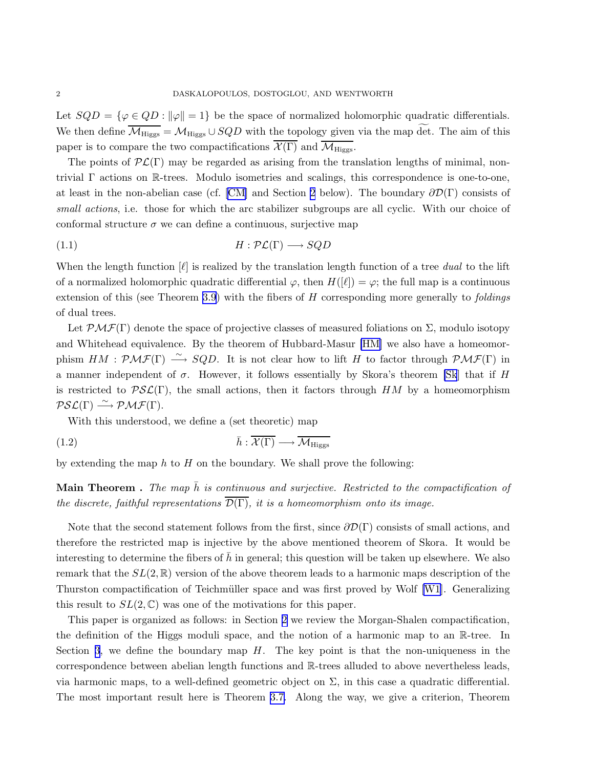Let $SQD = \{\varphi \in QD : \|\varphi\| = 1\}$ be the space of normalized holomorphic quadratic differentials. We then define $\overline{\mathcal{M}_{\text{Higgs}}} = \mathcal{M}_{\text{Higgs}} \cup SQD$ with the topology given via the map $\widetilde{\det}$. The aim of this paper is to compare the two compactifications $\overline{\mathcal{X}(\Gamma)}$ and $\overline{\mathcal{M}_{\text{Higgs}}}$.

The points of $\mathcal{PL}(\Gamma)$ may be regarded as arising from the translation lengths of minimal, non-trivial $\Gamma$ actions on $\mathbb{R}$-trees. Modulo isometries and scalings, this correspondence is one-to-one, at least in the non-abelian case (cf. [CM] and Section 2 below). The boundary $\partial\mathcal{D}(\Gamma)$ consists of *small actions*, i.e. those for which the arc stabilizer subgroups are all cyclic. With our choice of conformal structure $\sigma$ we can define a continuous, surjective map

$$H : \mathcal{PL}(\Gamma) \longrightarrow SQD \tag{1.1}$$

When the length function $[\ell]$ is realized by the translation length function of a tree *dual* to the lift of a normalized holomorphic quadratic differential $\varphi$, then $H([\ell]) = \varphi$; the full map is a continuous extension of this (see Theorem 3.9) with the fibers of $H$ corresponding more generally to *foldings* of dual trees.

Let $\mathcal{PMF}(\Gamma)$ denote the space of projective classes of measured foliations on $\Sigma$, modulo isotopy and Whitehead equivalence. By the theorem of Hubbard-Masur [HM] we also have a homeomorphism $HM : \mathcal{PMF}(\Gamma) \xrightarrow{\sim} SQD$. It is not clear how to lift $H$ to factor through $\mathcal{PMF}(\Gamma)$ in a manner independent of $\sigma$. However, it follows essentially by Skora's theorem [Sk] that if $H$ is restricted to $\mathcal{PSL}(\Gamma)$, the small actions, then it factors through $HM$ by a homeomorphism $\mathcal{PSL}(\Gamma) \xrightarrow{\sim} \mathcal{PMF}(\Gamma)$.

With this understood, we define a (set theoretic) map

$$\bar{h} : \overline{\mathcal{X}(\Gamma)} \longrightarrow \overline{\mathcal{M}_{\text{Higgs}}} \tag{1.2}$$

by extending the map $h$ to $H$ on the boundary. We shall prove the following:

**Main Theorem .** *The map $\bar{h}$ is continuous and surjective. Restricted to the compactification of the discrete, faithful representations $\overline{\mathcal{D}(\Gamma)}$, it is a homeomorphism onto its image.*

Note that the second statement follows from the first, since $\partial\mathcal{D}(\Gamma)$ consists of small actions, and therefore the restricted map is injective by the above mentioned theorem of Skora. It would be interesting to determine the fibers of $\bar{h}$ in general; this question will be taken up elsewhere. We also remark that the $SL(2,\mathbb{R})$ version of the above theorem leads to a harmonic maps description of the Thurston compactification of Teichmüller space and was first proved by Wolf [W1]. Generalizing this result to $SL(2,\mathbb{C})$ was one of the motivations for this paper.

This paper is organized as follows: in Section 2 we review the Morgan-Shalen compactification, the definition of the Higgs moduli space, and the notion of a harmonic map to an $\mathbb{R}$-tree. In Section 3, we define the boundary map $H$. The key point is that the non-uniqueness in the correspondence between abelian length functions and $\mathbb{R}$-trees alluded to above nevertheless leads, via harmonic maps, to a well-defined geometric object on $\Sigma$, in this case a quadratic differential. The most important result here is Theorem 3.7. Along the way, we give a criterion, Theorem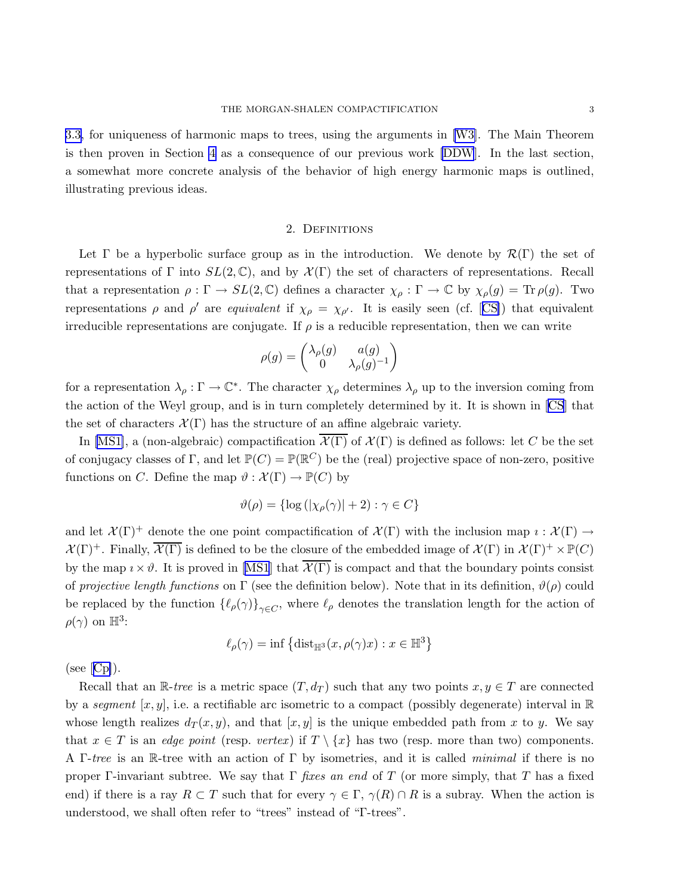3.3, for uniqueness of harmonic maps to trees, using the arguments in [W3]. The Main Theorem is then proven in Section 4 as a consequence of our previous work [DDW]. In the last section, a somewhat more concrete analysis of the behavior of high energy harmonic maps is outlined, illustrating previous ideas.

## 2. Definitions

Let $\Gamma$ be a hyperbolic surface group as in the introduction. We denote by $\mathcal{R}(\Gamma)$ the set of representations of $\Gamma$ into $SL(2,\mathbb{C})$, and by $\mathcal{X}(\Gamma)$ the set of characters of representations. Recall that a representation $\rho : \Gamma \to SL(2,\mathbb{C})$ defines a character $\chi_\rho : \Gamma \to \mathbb{C}$ by $\chi_\rho(g) = \operatorname{Tr}\rho(g)$. Two representations $\rho$ and $\rho'$ are *equivalent* if $\chi_\rho = \chi_{\rho'}$. It is easily seen (cf. [CS]) that equivalent irreducible representations are conjugate. If $\rho$ is a reducible representation, then we can write

$$\rho(g) = \begin{pmatrix} \lambda_\rho(g) & a(g) \\ 0 & \lambda_\rho(g)^{-1} \end{pmatrix}$$

for a representation $\lambda_\rho : \Gamma \to \mathbb{C}^*$. The character $\chi_\rho$ determines $\lambda_\rho$ up to the inversion coming from the action of the Weyl group, and is in turn completely determined by it. It is shown in [CS] that the set of characters $\mathcal{X}(\Gamma)$ has the structure of an affine algebraic variety.

In [MS1], a (non-algebraic) compactification $\overline{\mathcal{X}(\Gamma)}$ of $\mathcal{X}(\Gamma)$ is defined as follows: let $C$ be the set of conjugacy classes of $\Gamma$, and let $\mathbb{P}(C) = \mathbb{P}(\mathbb{R}^C)$ be the (real) projective space of non-zero, positive functions on $C$. Define the map $\vartheta : \mathcal{X}(\Gamma) \to \mathbb{P}(C)$ by

$$\vartheta(\rho) = \{\log\left(|\chi_\rho(\gamma)| + 2\right) : \gamma \in C\}$$

and let $\mathcal{X}(\Gamma)^+$ denote the one point compactification of $\mathcal{X}(\Gamma)$ with the inclusion map $\imath : \mathcal{X}(\Gamma) \to \mathcal{X}(\Gamma)^+$. Finally, $\overline{\mathcal{X}(\Gamma)}$ is defined to be the closure of the embedded image of $\mathcal{X}(\Gamma)$ in $\mathcal{X}(\Gamma)^+ \times \mathbb{P}(C)$ by the map $\imath \times \vartheta$. It is proved in [MS1] that $\overline{\mathcal{X}(\Gamma)}$ is compact and that the boundary points consist of *projective length functions* on $\Gamma$ (see the definition below). Note that in its definition, $\vartheta(\rho)$ could be replaced by the function $\{\ell_\rho(\gamma)\}_{\gamma \in C}$, where $\ell_\rho$ denotes the translation length for the action of $\rho(\gamma)$ on $\mathbb{H}^3$:

$$\ell_\rho(\gamma) = \inf\left\{\operatorname{dist}_{\mathbb{H}^3}(x, \rho(\gamma)x) : x \in \mathbb{H}^3\right\}$$

(see [Cp]).

Recall that an $\mathbb{R}$-*tree* is a metric space $(T, d_T)$ such that any two points $x, y \in T$ are connected by a *segment* $[x, y]$, i.e. a rectifiable arc isometric to a compact (possibly degenerate) interval in $\mathbb{R}$ whose length realizes $d_T(x, y)$, and that $[x, y]$ is the unique embedded path from $x$ to $y$. We say that $x \in T$ is an *edge point* (resp. *vertex*) if $T \setminus \{x\}$ has two (resp. more than two) components. A $\Gamma$-*tree* is an $\mathbb{R}$-tree with an action of $\Gamma$ by isometries, and it is called *minimal* if there is no proper $\Gamma$-invariant subtree. We say that $\Gamma$ *fixes an end* of $T$ (or more simply, that $T$ has a fixed end) if there is a ray $R \subset T$ such that for every $\gamma \in \Gamma$, $\gamma(R) \cap R$ is a subray. When the action is understood, we shall often refer to "trees" instead of "$\Gamma$-trees".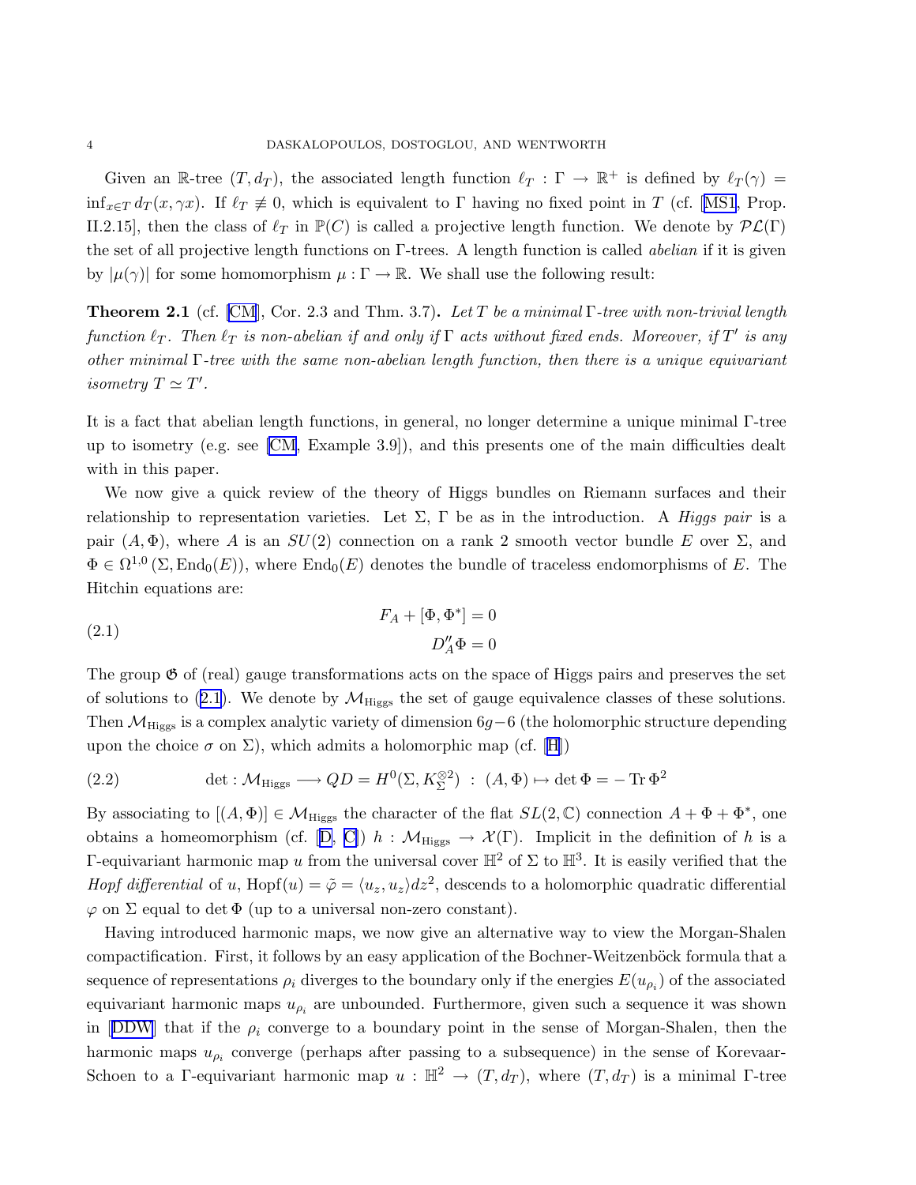Given an $\mathbb{R}$-tree $(T, d_T)$, the associated length function $\ell_T : \Gamma \to \mathbb{R}^+$ is defined by $\ell_T(\gamma) = \inf_{x \in T} d_T(x, \gamma x)$. If $\ell_T \not\equiv 0$, which is equivalent to $\Gamma$ having no fixed point in $T$ (cf. [MS1, Prop. II.2.15], then the class of $\ell_T$ in $\mathbb{P}(C)$ is called a projective length function. We denote by $\mathcal{PL}(\Gamma)$ the set of all projective length functions on $\Gamma$-trees. A length function is called *abelian* if it is given by $|\mu(\gamma)|$ for some homomorphism $\mu : \Gamma \to \mathbb{R}$. We shall use the following result:

**Theorem 2.1** (cf. [CM], Cor. 2.3 and Thm. 3.7). *Let $T$ be a minimal $\Gamma$-tree with non-trivial length function $\ell_T$. Then $\ell_T$ is non-abelian if and only if $\Gamma$ acts without fixed ends. Moreover, if $T'$ is any other minimal $\Gamma$-tree with the same non-abelian length function, then there is a unique equivariant isometry $T \simeq T'$.*

It is a fact that abelian length functions, in general, no longer determine a unique minimal $\Gamma$-tree up to isometry (e.g. see [CM, Example 3.9]), and this presents one of the main difficulties dealt with in this paper.

We now give a quick review of the theory of Higgs bundles on Riemann surfaces and their relationship to representation varieties. Let $\Sigma$, $\Gamma$ be as in the introduction. A *Higgs pair* is a pair $(A, \Phi)$, where $A$ is an $SU(2)$ connection on a rank 2 smooth vector bundle $E$ over $\Sigma$, and $\Phi \in \Omega^{1,0}(\Sigma, \mathrm{End}_0(E))$, where $\mathrm{End}_0(E)$ denotes the bundle of traceless endomorphisms of $E$. The Hitchin equations are:

$$
\begin{aligned}
F_A + [\Phi, \Phi^*] &= 0 \\
D_A''\Phi &= 0
\end{aligned}
\tag{2.1}
$$

The group $\mathfrak{G}$ of (real) gauge transformations acts on the space of Higgs pairs and preserves the set of solutions to (2.1). We denote by $\mathcal{M}_{\mathrm{Higgs}}$ the set of gauge equivalence classes of these solutions. Then $\mathcal{M}_{\mathrm{Higgs}}$ is a complex analytic variety of dimension $6g-6$ (the holomorphic structure depending upon the choice $\sigma$ on $\Sigma$), which admits a holomorphic map (cf. [H])

$$
\det : \mathcal{M}_{\mathrm{Higgs}} \longrightarrow QD = H^0(\Sigma, K_\Sigma^{\otimes 2}) \;:\; (A, \Phi) \mapsto \det \Phi = -\operatorname{Tr} \Phi^2
\tag{2.2}
$$

By associating to $[(A, \Phi)] \in \mathcal{M}_{\mathrm{Higgs}}$ the character of the flat $SL(2, \mathbb{C})$ connection $A + \Phi + \Phi^*$, one obtains a homeomorphism (cf. [D, C]) $h : \mathcal{M}_{\mathrm{Higgs}} \to \mathcal{X}(\Gamma)$. Implicit in the definition of $h$ is a $\Gamma$-equivariant harmonic map $u$ from the universal cover $\mathbb{H}^2$ of $\Sigma$ to $\mathbb{H}^3$. It is easily verified that the *Hopf differential* of $u$, $\mathrm{Hopf}(u) = \tilde{\varphi} = \langle u_z, u_z \rangle dz^2$, descends to a holomorphic quadratic differential $\varphi$ on $\Sigma$ equal to $\det \Phi$ (up to a universal non-zero constant).

Having introduced harmonic maps, we now give an alternative way to view the Morgan-Shalen compactification. First, it follows by an easy application of the Bochner-Weitzenböck formula that a sequence of representations $\rho_i$ diverges to the boundary only if the energies $E(u_{\rho_i})$ of the associated equivariant harmonic maps $u_{\rho_i}$ are unbounded. Furthermore, given such a sequence it was shown in [DDW] that if the $\rho_i$ converge to a boundary point in the sense of Morgan-Shalen, then the harmonic maps $u_{\rho_i}$ converge (perhaps after passing to a subsequence) in the sense of Korevaar-Schoen to a $\Gamma$-equivariant harmonic map $u : \mathbb{H}^2 \to (T, d_T)$, where $(T, d_T)$ is a minimal $\Gamma$-tree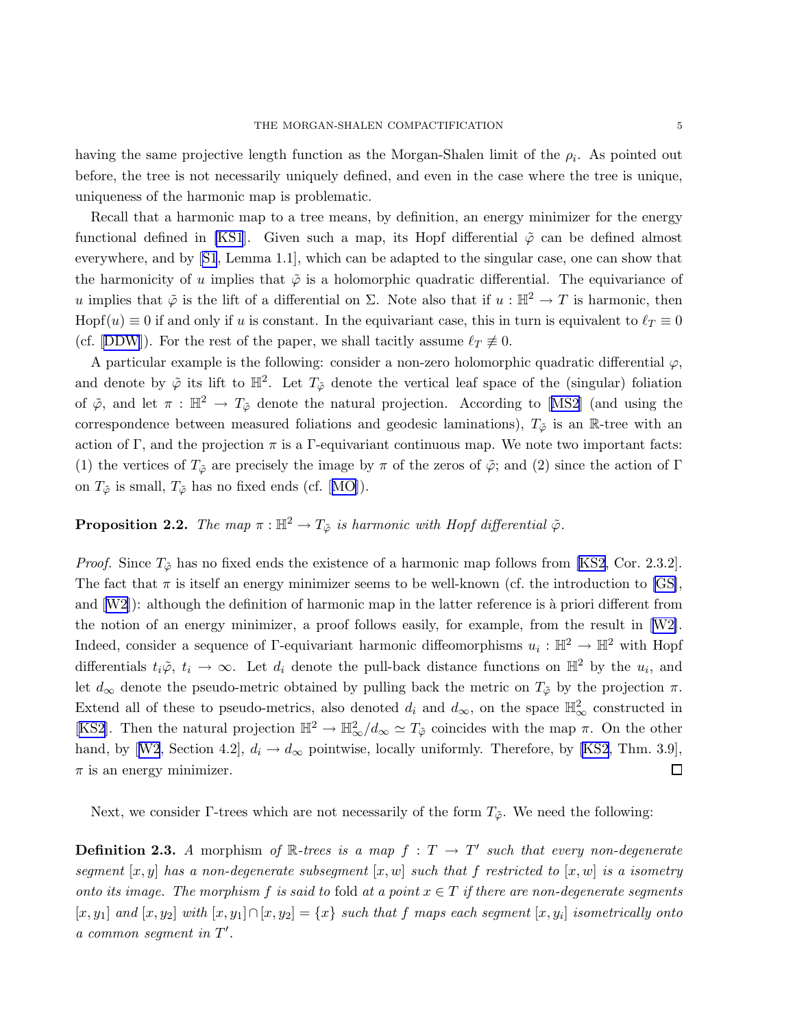having the same projective length function as the Morgan-Shalen limit of the $\rho_i$. As pointed out before, the tree is not necessarily uniquely defined, and even in the case where the tree is unique, uniqueness of the harmonic map is problematic.

Recall that a harmonic map to a tree means, by definition, an energy minimizer for the energy functional defined in [KS1]. Given such a map, its Hopf differential $\tilde{\varphi}$ can be defined almost everywhere, and by [S1, Lemma 1.1], which can be adapted to the singular case, one can show that the harmonicity of $u$ implies that $\tilde{\varphi}$ is a holomorphic quadratic differential. The equivariance of $u$ implies that $\tilde{\varphi}$ is the lift of a differential on $\Sigma$. Note also that if $u : \mathbb{H}^2 \to T$ is harmonic, then $\mathrm{Hopf}(u) \equiv 0$ if and only if $u$ is constant. In the equivariant case, this in turn is equivalent to $\ell_T \equiv 0$ (cf. [DDW]). For the rest of the paper, we shall tacitly assume $\ell_T \not\equiv 0$.

A particular example is the following: consider a non-zero holomorphic quadratic differential $\varphi$, and denote by $\tilde{\varphi}$ its lift to $\mathbb{H}^2$. Let $T_{\tilde{\varphi}}$ denote the vertical leaf space of the (singular) foliation of $\tilde{\varphi}$, and let $\pi : \mathbb{H}^2 \to T_{\tilde{\varphi}}$ denote the natural projection. According to [MS2] (and using the correspondence between measured foliations and geodesic laminations), $T_{\tilde{\varphi}}$ is an $\mathbb{R}$-tree with an action of $\Gamma$, and the projection $\pi$ is a $\Gamma$-equivariant continuous map. We note two important facts: (1) the vertices of $T_{\tilde{\varphi}}$ are precisely the image by $\pi$ of the zeros of $\tilde{\varphi}$; and (2) since the action of $\Gamma$ on $T_{\tilde{\varphi}}$ is small, $T_{\tilde{\varphi}}$ has no fixed ends (cf. [MO]).

**Proposition 2.2.** *The map $\pi : \mathbb{H}^2 \to T_{\tilde{\varphi}}$ is harmonic with Hopf differential $\tilde{\varphi}$.*

*Proof.* Since $T_{\tilde{\varphi}}$ has no fixed ends the existence of a harmonic map follows from [KS2, Cor. 2.3.2]. The fact that $\pi$ is itself an energy minimizer seems to be well-known (cf. the introduction to [GS], and [W2]): although the definition of harmonic map in the latter reference is à priori different from the notion of an energy minimizer, a proof follows easily, for example, from the result in [W2]. Indeed, consider a sequence of $\Gamma$-equivariant harmonic diffeomorphisms $u_i : \mathbb{H}^2 \to \mathbb{H}^2$ with Hopf differentials $t_i\tilde{\varphi}$, $t_i \to \infty$. Let $d_i$ denote the pull-back distance functions on $\mathbb{H}^2$ by the $u_i$, and let $d_\infty$ denote the pseudo-metric obtained by pulling back the metric on $T_{\tilde{\varphi}}$ by the projection $\pi$. Extend all of these to pseudo-metrics, also denoted $d_i$ and $d_\infty$, on the space $\mathbb{H}^2_\infty$ constructed in [KS2]. Then the natural projection $\mathbb{H}^2 \to \mathbb{H}^2_\infty/d_\infty \simeq T_{\tilde{\varphi}}$ coincides with the map $\pi$. On the other hand, by [W2, Section 4.2], $d_i \to d_\infty$ pointwise, locally uniformly. Therefore, by [KS2, Thm. 3.9], $\pi$ is an energy minimizer. □

Next, we consider $\Gamma$-trees which are not necessarily of the form $T_{\tilde{\varphi}}$. We need the following:

**Definition 2.3.** *A* morphism *of $\mathbb{R}$-trees is a map $f : T \to T'$ such that every non-degenerate segment $[x, y]$ has a non-degenerate subsegment $[x, w]$ such that $f$ restricted to $[x, w]$ is a isometry onto its image. The morphism $f$ is said to* fold *at a point $x \in T$ if there are non-degenerate segments $[x, y_1]$ and $[x, y_2]$ with $[x, y_1] \cap [x, y_2] = \{x\}$ such that $f$ maps each segment $[x, y_i]$ isometrically onto a common segment in $T'$.*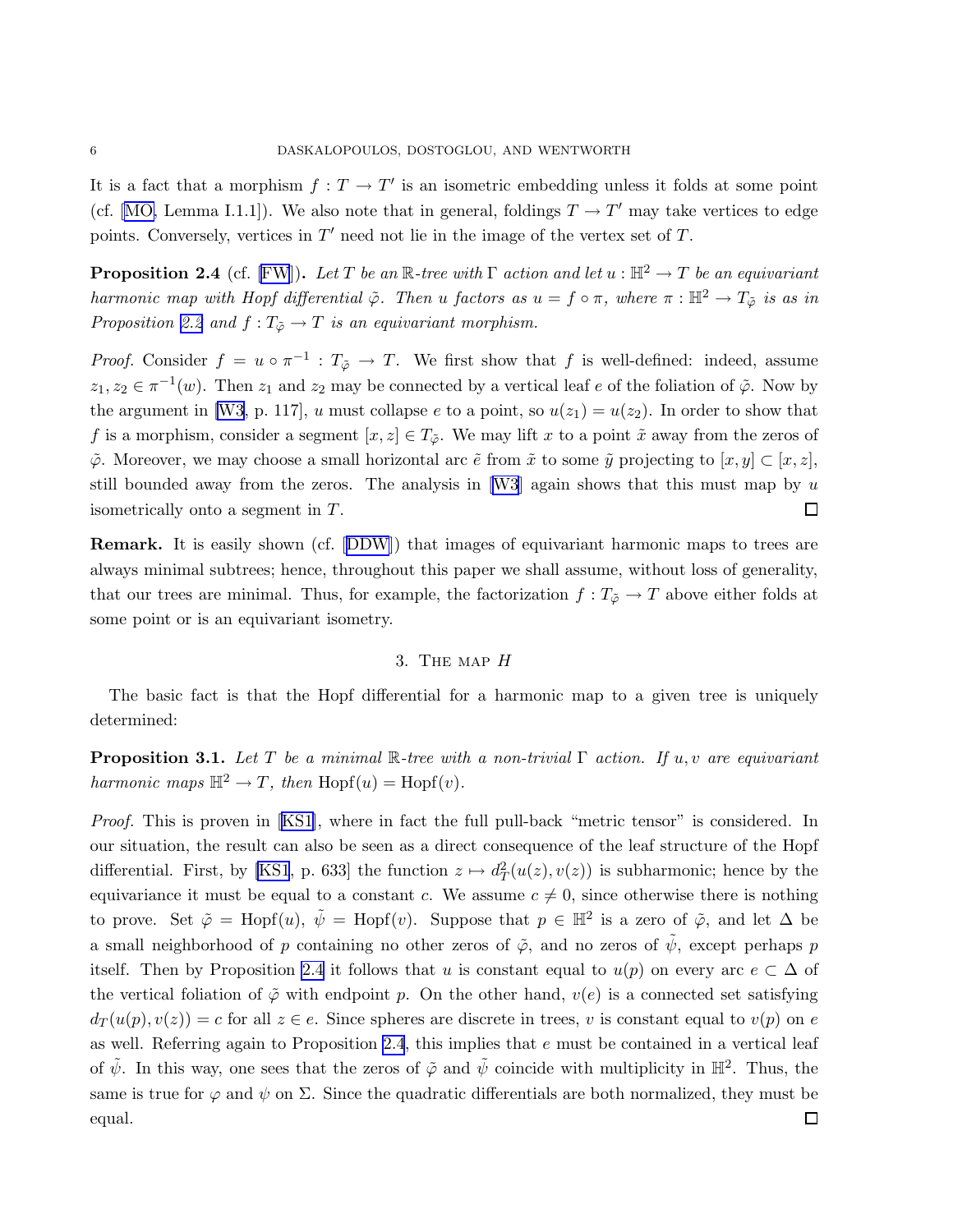It is a fact that a morphism $f : T \to T'$ is an isometric embedding unless it folds at some point (cf. [MO, Lemma I.1.1]). We also note that in general, foldings $T \to T'$ may take vertices to edge points. Conversely, vertices in $T'$ need not lie in the image of the vertex set of $T$.

**Proposition 2.4** (cf. [FW]). *Let $T$ be an $\mathbb{R}$-tree with $\Gamma$ action and let $u : \mathbb{H}^2 \to T$ be an equivariant harmonic map with Hopf differential $\tilde{\varphi}$. Then $u$ factors as $u = f \circ \pi$, where $\pi : \mathbb{H}^2 \to T_{\tilde{\varphi}}$ is as in Proposition 2.2 and $f : T_{\tilde{\varphi}} \to T$ is an equivariant morphism.*

*Proof.* Consider $f = u \circ \pi^{-1} : T_{\tilde{\varphi}} \to T$. We first show that $f$ is well-defined: indeed, assume $z_1, z_2 \in \pi^{-1}(w)$. Then $z_1$ and $z_2$ may be connected by a vertical leaf $e$ of the foliation of $\tilde{\varphi}$. Now by the argument in [W3, p. 117], $u$ must collapse $e$ to a point, so $u(z_1) = u(z_2)$. In order to show that $f$ is a morphism, consider a segment $[x, z] \in T_{\tilde{\varphi}}$. We may lift $x$ to a point $\tilde{x}$ away from the zeros of $\tilde{\varphi}$. Moreover, we may choose a small horizontal arc $\tilde{e}$ from $\tilde{x}$ to some $\tilde{y}$ projecting to $[x, y] \subset [x, z]$, still bounded away from the zeros. The analysis in [W3] again shows that this must map by $u$ isometrically onto a segment in $T$. $\square$

**Remark.** It is easily shown (cf. [DDW]) that images of equivariant harmonic maps to trees are always minimal subtrees; hence, throughout this paper we shall assume, without loss of generality, that our trees are minimal. Thus, for example, the factorization $f : T_{\tilde{\varphi}} \to T$ above either folds at some point or is an equivariant isometry.

## 3. The map $H$

The basic fact is that the Hopf differential for a harmonic map to a given tree is uniquely determined:

**Proposition 3.1.** *Let $T$ be a minimal $\mathbb{R}$-tree with a non-trivial $\Gamma$ action. If $u, v$ are equivariant harmonic maps $\mathbb{H}^2 \to T$, then $\mathrm{Hopf}(u) = \mathrm{Hopf}(v)$.*

*Proof.* This is proven in [KS1], where in fact the full pull-back "metric tensor" is considered. In our situation, the result can also be seen as a direct consequence of the leaf structure of the Hopf differential. First, by [KS1, p. 633] the function $z \mapsto d_T^2(u(z), v(z))$ is subharmonic; hence by the equivariance it must be equal to a constant $c$. We assume $c \neq 0$, since otherwise there is nothing to prove. Set $\tilde{\varphi} = \mathrm{Hopf}(u)$, $\tilde{\psi} = \mathrm{Hopf}(v)$. Suppose that $p \in \mathbb{H}^2$ is a zero of $\tilde{\varphi}$, and let $\Delta$ be a small neighborhood of $p$ containing no other zeros of $\tilde{\varphi}$, and no zeros of $\tilde{\psi}$, except perhaps $p$ itself. Then by Proposition 2.4 it follows that $u$ is constant equal to $u(p)$ on every arc $e \subset \Delta$ of the vertical foliation of $\tilde{\varphi}$ with endpoint $p$. On the other hand, $v(e)$ is a connected set satisfying $d_T(u(p), v(z)) = c$ for all $z \in e$. Since spheres are discrete in trees, $v$ is constant equal to $v(p)$ on $e$ as well. Referring again to Proposition 2.4, this implies that $e$ must be contained in a vertical leaf of $\tilde{\psi}$. In this way, one sees that the zeros of $\tilde{\varphi}$ and $\tilde{\psi}$ coincide with multiplicity in $\mathbb{H}^2$. Thus, the same is true for $\varphi$ and $\psi$ on $\Sigma$. Since the quadratic differentials are both normalized, they must be equal. $\square$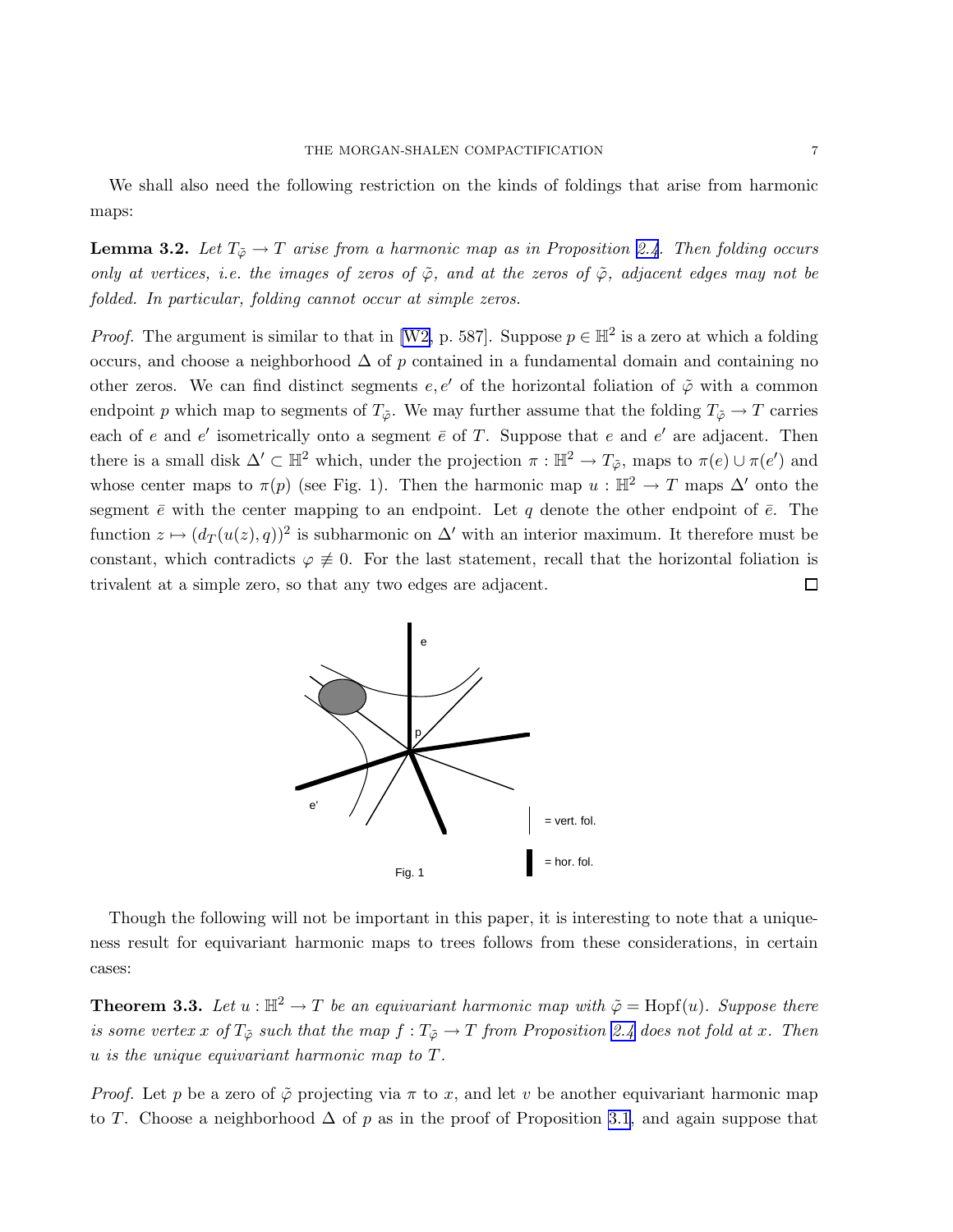We shall also need the following restriction on the kinds of foldings that arise from harmonic maps:

**Lemma 3.2.** *Let $T_{\tilde{\varphi}} \to T$ arise from a harmonic map as in Proposition 2.4. Then folding occurs only at vertices, i.e. the images of zeros of $\tilde{\varphi}$, and at the zeros of $\tilde{\varphi}$, adjacent edges may not be folded. In particular, folding cannot occur at simple zeros.*

*Proof.* The argument is similar to that in [W2, p. 587]. Suppose $p \in \mathbb{H}^2$ is a zero at which a folding occurs, and choose a neighborhood $\Delta$ of $p$ contained in a fundamental domain and containing no other zeros. We can find distinct segments $e, e'$ of the horizontal foliation of $\tilde{\varphi}$ with a common endpoint $p$ which map to segments of $T_{\tilde{\varphi}}$. We may further assume that the folding $T_{\tilde{\varphi}} \to T$ carries each of $e$ and $e'$ isometrically onto a segment $\bar{e}$ of $T$. Suppose that $e$ and $e'$ are adjacent. Then there is a small disk $\Delta' \subset \mathbb{H}^2$ which, under the projection $\pi : \mathbb{H}^2 \to T_{\tilde{\varphi}}$, maps to $\pi(e) \cup \pi(e')$ and whose center maps to $\pi(p)$ (see Fig. 1). Then the harmonic map $u : \mathbb{H}^2 \to T$ maps $\Delta'$ onto the segment $\bar{e}$ with the center mapping to an endpoint. Let $q$ denote the other endpoint of $\bar{e}$. The function $z \mapsto (d_T(u(z), q))^2$ is subharmonic on $\Delta'$ with an interior maximum. It therefore must be constant, which contradicts $\varphi \not\equiv 0$. For the last statement, recall that the horizontal foliation is trivalent at a simple zero, so that any two edges are adjacent. $\square$

Fig. 1

Though the following will not be important in this paper, it is interesting to note that a uniqueness result for equivariant harmonic maps to trees follows from these considerations, in certain cases:

**Theorem 3.3.** *Let $u : \mathbb{H}^2 \to T$ be an equivariant harmonic map with $\tilde{\varphi} = \mathrm{Hopf}(u)$. Suppose there is some vertex $x$ of $T_{\tilde{\varphi}}$ such that the map $f : T_{\tilde{\varphi}} \to T$ from Proposition 2.4 does not fold at $x$. Then $u$ is the unique equivariant harmonic map to $T$.*

*Proof.* Let $p$ be a zero of $\tilde{\varphi}$ projecting via $\pi$ to $x$, and let $v$ be another equivariant harmonic map to $T$. Choose a neighborhood $\Delta$ of $p$ as in the proof of Proposition 3.1, and again suppose that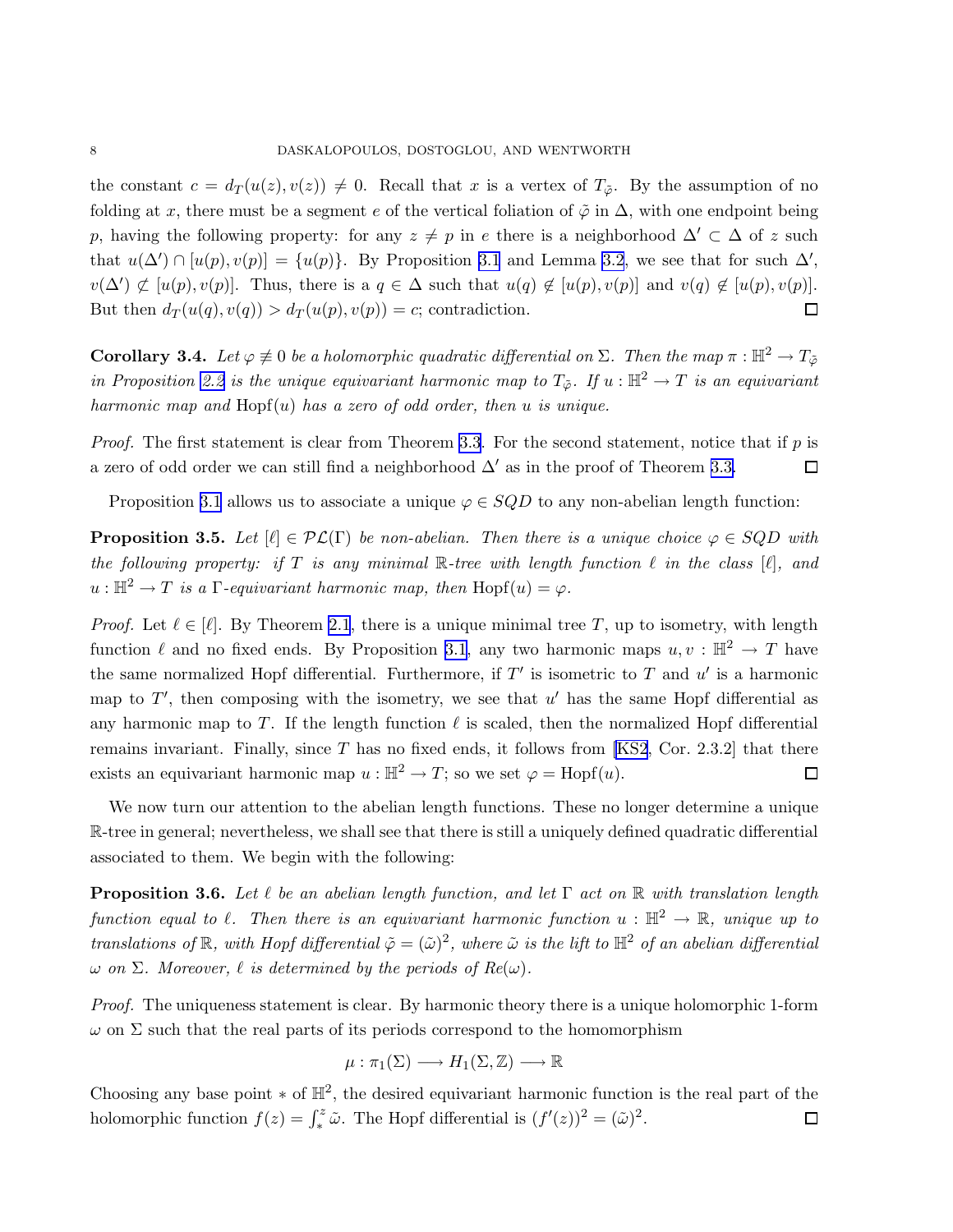the constant $c = d_T(u(z), v(z)) \neq 0$. Recall that $x$ is a vertex of $T_{\tilde{\varphi}}$. By the assumption of no folding at $x$, there must be a segment $e$ of the vertical foliation of $\tilde{\varphi}$ in $\Delta$, with one endpoint being $p$, having the following property: for any $z \neq p$ in $e$ there is a neighborhood $\Delta' \subset \Delta$ of $z$ such that $u(\Delta') \cap [u(p), v(p)] = \{u(p)\}$. By Proposition 3.1 and Lemma 3.2, we see that for such $\Delta'$, $v(\Delta') \not\subset [u(p), v(p)]$. Thus, there is a $q \in \Delta$ such that $u(q) \notin [u(p), v(p)]$ and $v(q) \notin [u(p), v(p)]$. But then $d_T(u(q), v(q)) > d_T(u(p), v(p)) = c$; contradiction. $\square$

**Corollary 3.4.** *Let $\varphi \not\equiv 0$ be a holomorphic quadratic differential on $\Sigma$. Then the map $\pi : \mathbb{H}^2 \to T_{\tilde{\varphi}}$ in Proposition 2.2 is the unique equivariant harmonic map to $T_{\tilde{\varphi}}$. If $u : \mathbb{H}^2 \to T$ is an equivariant harmonic map and $\mathrm{Hopf}(u)$ has a zero of odd order, then $u$ is unique.*

*Proof.* The first statement is clear from Theorem 3.3. For the second statement, notice that if $p$ is a zero of odd order we can still find a neighborhood $\Delta'$ as in the proof of Theorem 3.3. $\square$

Proposition 3.1 allows us to associate a unique $\varphi \in SQD$ to any non-abelian length function:

**Proposition 3.5.** *Let $[\ell] \in \mathcal{PL}(\Gamma)$ be non-abelian. Then there is a unique choice $\varphi \in SQD$ with the following property: if $T$ is any minimal $\mathbb{R}$-tree with length function $\ell$ in the class $[\ell]$, and $u : \mathbb{H}^2 \to T$ is a $\Gamma$-equivariant harmonic map, then $\mathrm{Hopf}(u) = \varphi$.*

*Proof.* Let $\ell \in [\ell]$. By Theorem 2.1, there is a unique minimal tree $T$, up to isometry, with length function $\ell$ and no fixed ends. By Proposition 3.1, any two harmonic maps $u, v : \mathbb{H}^2 \to T$ have the same normalized Hopf differential. Furthermore, if $T'$ is isometric to $T$ and $u'$ is a harmonic map to $T'$, then composing with the isometry, we see that $u'$ has the same Hopf differential as any harmonic map to $T$. If the length function $\ell$ is scaled, then the normalized Hopf differential remains invariant. Finally, since $T$ has no fixed ends, it follows from [KS2, Cor. 2.3.2] that there exists an equivariant harmonic map $u : \mathbb{H}^2 \to T$; so we set $\varphi = \mathrm{Hopf}(u)$. $\square$

We now turn our attention to the abelian length functions. These no longer determine a unique $\mathbb{R}$-tree in general; nevertheless, we shall see that there is still a uniquely defined quadratic differential associated to them. We begin with the following:

**Proposition 3.6.** *Let $\ell$ be an abelian length function, and let $\Gamma$ act on $\mathbb{R}$ with translation length function equal to $\ell$. Then there is an equivariant harmonic function $u : \mathbb{H}^2 \to \mathbb{R}$, unique up to translations of $\mathbb{R}$, with Hopf differential $\tilde{\varphi} = (\tilde{\omega})^2$, where $\tilde{\omega}$ is the lift to $\mathbb{H}^2$ of an abelian differential $\omega$ on $\Sigma$. Moreover, $\ell$ is determined by the periods of $Re(\omega)$.*

*Proof.* The uniqueness statement is clear. By harmonic theory there is a unique holomorphic 1-form $\omega$ on $\Sigma$ such that the real parts of its periods correspond to the homomorphism

$$\mu : \pi_1(\Sigma) \longrightarrow H_1(\Sigma, \mathbb{Z}) \longrightarrow \mathbb{R}$$

Choosing any base point $*$ of $\mathbb{H}^2$, the desired equivariant harmonic function is the real part of the holomorphic function $f(z) = \int_*^z \tilde{\omega}$. The Hopf differential is $(f'(z))^2 = (\tilde{\omega})^2$. $\square$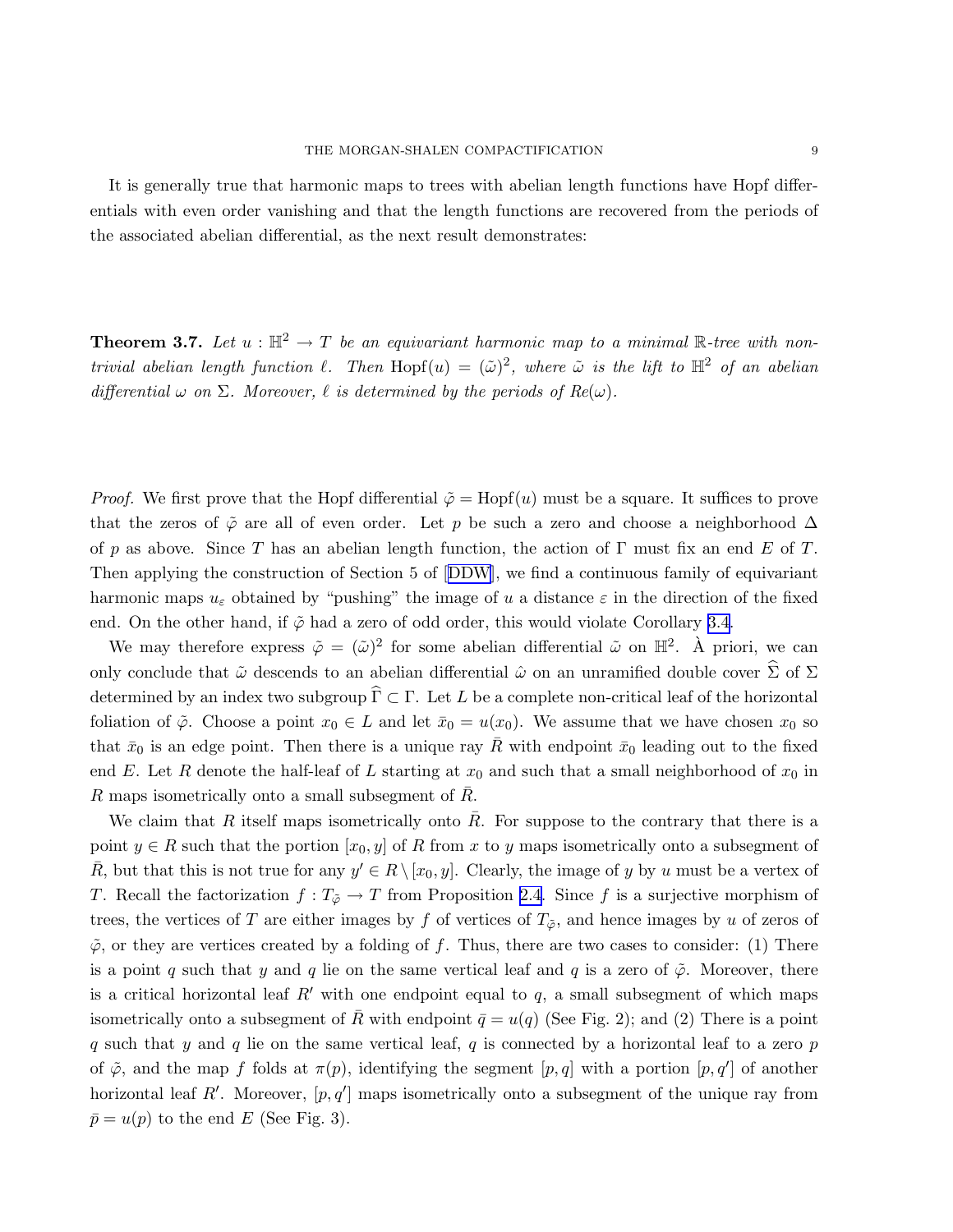It is generally true that harmonic maps to trees with abelian length functions have Hopf differentials with even order vanishing and that the length functions are recovered from the periods of the associated abelian differential, as the next result demonstrates:

**Theorem 3.7.** *Let $u : \mathbb{H}^2 \to T$ be an equivariant harmonic map to a minimal $\mathbb{R}$-tree with non-trivial abelian length function $\ell$. Then $\mathrm{Hopf}(u) = (\tilde{\omega})^2$, where $\tilde{\omega}$ is the lift to $\mathbb{H}^2$ of an abelian differential $\omega$ on $\Sigma$. Moreover, $\ell$ is determined by the periods of $Re(\omega)$.*

*Proof.* We first prove that the Hopf differential $\tilde{\varphi} = \mathrm{Hopf}(u)$ must be a square. It suffices to prove that the zeros of $\tilde{\varphi}$ are all of even order. Let $p$ be such a zero and choose a neighborhood $\Delta$ of $p$ as above. Since $T$ has an abelian length function, the action of $\Gamma$ must fix an end $E$ of $T$. Then applying the construction of Section 5 of [DDW], we find a continuous family of equivariant harmonic maps $u_\varepsilon$ obtained by "pushing" the image of $u$ a distance $\varepsilon$ in the direction of the fixed end. On the other hand, if $\tilde{\varphi}$ had a zero of odd order, this would violate Corollary 3.4.

We may therefore express $\tilde{\varphi} = (\tilde{\omega})^2$ for some abelian differential $\tilde{\omega}$ on $\mathbb{H}^2$. À priori, we can only conclude that $\tilde{\omega}$ descends to an abelian differential $\hat{\omega}$ on an unramified double cover $\widehat{\Sigma}$ of $\Sigma$ determined by an index two subgroup $\widehat{\Gamma} \subset \Gamma$. Let $L$ be a complete non-critical leaf of the horizontal foliation of $\tilde{\varphi}$. Choose a point $x_0 \in L$ and let $\bar{x}_0 = u(x_0)$. We assume that we have chosen $x_0$ so that $\bar{x}_0$ is an edge point. Then there is a unique ray $\bar{R}$ with endpoint $\bar{x}_0$ leading out to the fixed end $E$. Let $R$ denote the half-leaf of $L$ starting at $x_0$ and such that a small neighborhood of $x_0$ in $R$ maps isometrically onto a small subsegment of $\bar{R}$.

We claim that $R$ itself maps isometrically onto $\bar{R}$. For suppose to the contrary that there is a point $y \in R$ such that the portion $[x_0, y]$ of $R$ from $x$ to $y$ maps isometrically onto a subsegment of $\bar{R}$, but that this is not true for any $y' \in R \setminus [x_0, y]$. Clearly, the image of $y$ by $u$ must be a vertex of $T$. Recall the factorization $f : T_{\tilde{\varphi}} \to T$ from Proposition 2.4. Since $f$ is a surjective morphism of trees, the vertices of $T$ are either images by $f$ of vertices of $T_{\tilde{\varphi}}$, and hence images by $u$ of zeros of $\tilde{\varphi}$, or they are vertices created by a folding of $f$. Thus, there are two cases to consider: (1) There is a point $q$ such that $y$ and $q$ lie on the same vertical leaf and $q$ is a zero of $\tilde{\varphi}$. Moreover, there is a critical horizontal leaf $R'$ with one endpoint equal to $q$, a small subsegment of which maps isometrically onto a subsegment of $\bar{R}$ with endpoint $\bar{q} = u(q)$ (See Fig. 2); and (2) There is a point $q$ such that $y$ and $q$ lie on the same vertical leaf, $q$ is connected by a horizontal leaf to a zero $p$ of $\tilde{\varphi}$, and the map $f$ folds at $\pi(p)$, identifying the segment $[p, q]$ with a portion $[p, q']$ of another horizontal leaf $R'$. Moreover, $[p, q']$ maps isometrically onto a subsegment of the unique ray from $\bar{p} = u(p)$ to the end $E$ (See Fig. 3).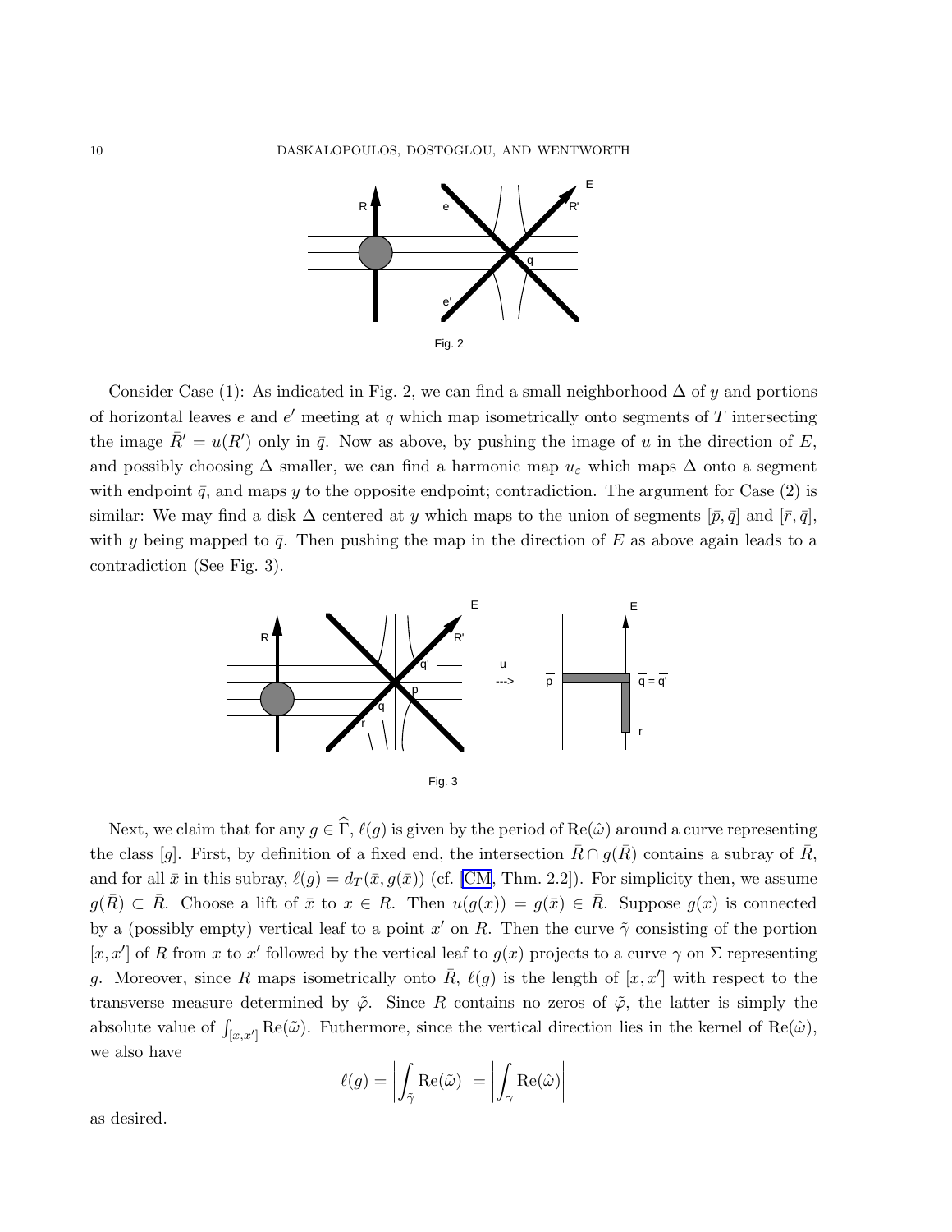Fig. 2

Consider Case (1): As indicated in Fig. 2, we can find a small neighborhood $\Delta$ of $y$ and portions of horizontal leaves $e$ and $e'$ meeting at $q$ which map isometrically onto segments of $T$ intersecting the image $\bar{R}' = u(R')$ only in $\bar{q}$. Now as above, by pushing the image of $u$ in the direction of $E$, and possibly choosing $\Delta$ smaller, we can find a harmonic map $u_\varepsilon$ which maps $\Delta$ onto a segment with endpoint $\bar{q}$, and maps $y$ to the opposite endpoint; contradiction. The argument for Case (2) is similar: We may find a disk $\Delta$ centered at $y$ which maps to the union of segments $[\bar{p}, \bar{q}]$ and $[\bar{r}, \bar{q}]$, with $y$ being mapped to $\bar{q}$. Then pushing the map in the direction of $E$ as above again leads to a contradiction (See Fig. 3).

Fig. 3

Next, we claim that for any $g \in \widehat{\Gamma}$, $\ell(g)$ is given by the period of $\mathrm{Re}(\hat{\omega})$ around a curve representing the class $[g]$. First, by definition of a fixed end, the intersection $\bar{R} \cap g(\bar{R})$ contains a subray of $\bar{R}$, and for all $\bar{x}$ in this subray, $\ell(g) = d_T(\bar{x}, g(\bar{x}))$ (cf. [CM, Thm. 2.2]). For simplicity then, we assume $g(\bar{R}) \subset \bar{R}$. Choose a lift of $\bar{x}$ to $x \in R$. Then $u(g(x)) = g(\bar{x}) \in \bar{R}$. Suppose $g(x)$ is connected by a (possibly empty) vertical leaf to a point $x'$ on $R$. Then the curve $\tilde{\gamma}$ consisting of the portion $[x, x']$ of $R$ from $x$ to $x'$ followed by the vertical leaf to $g(x)$ projects to a curve $\gamma$ on $\Sigma$ representing $g$. Moreover, since $R$ maps isometrically onto $\bar{R}$, $\ell(g)$ is the length of $[x, x']$ with respect to the transverse measure determined by $\tilde{\varphi}$. Since $R$ contains no zeros of $\tilde{\varphi}$, the latter is simply the absolute value of $\int_{[x,x']} \mathrm{Re}(\tilde{\omega})$. Futhermore, since the vertical direction lies in the kernel of $\mathrm{Re}(\hat{\omega})$, we also have

$$\ell(g) = \left| \int_{\tilde{\gamma}} \mathrm{Re}(\tilde{\omega}) \right| = \left| \int_{\gamma} \mathrm{Re}(\hat{\omega}) \right|$$

as desired.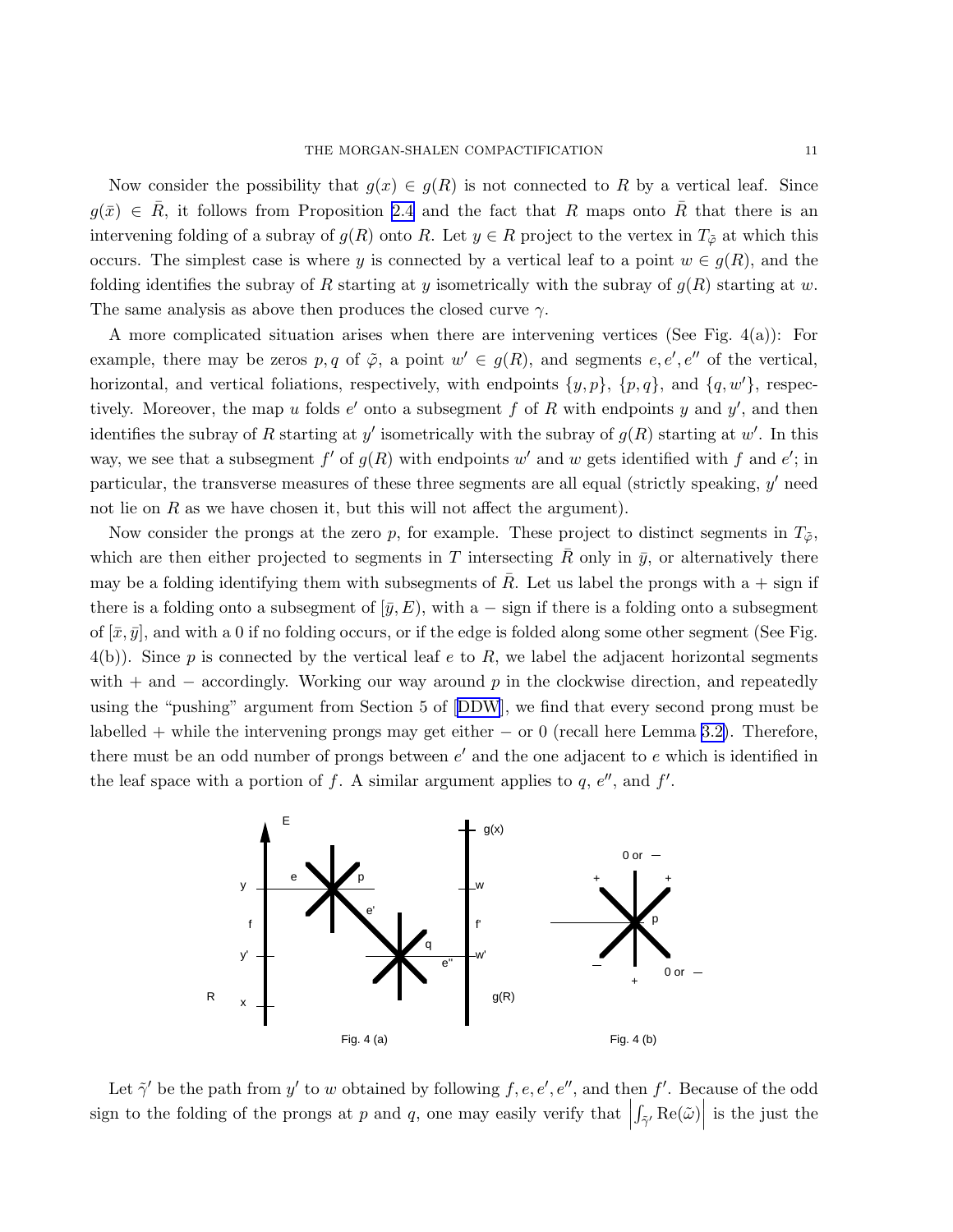Now consider the possibility that $g(x) \in g(R)$ is not connected to $R$ by a vertical leaf. Since $g(\bar{x}) \in \bar{R}$, it follows from Proposition 2.4 and the fact that $R$ maps onto $\bar{R}$ that there is an intervening folding of a subray of $g(R)$ onto $R$. Let $y \in R$ project to the vertex in $T_{\tilde{\varphi}}$ at which this occurs. The simplest case is where $y$ is connected by a vertical leaf to a point $w \in g(R)$, and the folding identifies the subray of $R$ starting at $y$ isometrically with the subray of $g(R)$ starting at $w$. The same analysis as above then produces the closed curve $\gamma$.

A more complicated situation arises when there are intervening vertices (See Fig. 4(a)): For example, there may be zeros $p, q$ of $\tilde{\varphi}$, a point $w' \in g(R)$, and segments $e, e', e''$ of the vertical, horizontal, and vertical foliations, respectively, with endpoints $\{y, p\}$, $\{p, q\}$, and $\{q, w'\}$, respectively. Moreover, the map $u$ folds $e'$ onto a subsegment $f$ of $R$ with endpoints $y$ and $y'$, and then identifies the subray of $R$ starting at $y'$ isometrically with the subray of $g(R)$ starting at $w'$. In this way, we see that a subsegment $f'$ of $g(R)$ with endpoints $w'$ and $w$ gets identified with $f$ and $e'$; in particular, the transverse measures of these three segments are all equal (strictly speaking, $y'$ need not lie on $R$ as we have chosen it, but this will not affect the argument).

Now consider the prongs at the zero $p$, for example. These project to distinct segments in $T_{\tilde{\varphi}}$, which are then either projected to segments in $T$ intersecting $\bar{R}$ only in $\bar{y}$, or alternatively there may be a folding identifying them with subsegments of $\bar{R}$. Let us label the prongs with a $+$ sign if there is a folding onto a subsegment of $[\bar{y}, E)$, with a $-$ sign if there is a folding onto a subsegment of $[\bar{x}, \bar{y}]$, and with a 0 if no folding occurs, or if the edge is folded along some other segment (See Fig. 4(b)). Since $p$ is connected by the vertical leaf $e$ to $R$, we label the adjacent horizontal segments with $+$ and $-$ accordingly. Working our way around $p$ in the clockwise direction, and repeatedly using the "pushing" argument from Section 5 of [DDW], we find that every second prong must be labelled $+$ while the intervening prongs may get either $-$ or 0 (recall here Lemma 3.2). Therefore, there must be an odd number of prongs between $e'$ and the one adjacent to $e$ which is identified in the leaf space with a portion of $f$. A similar argument applies to $q$, $e''$, and $f'$.

Fig. 4 (a) Fig. 4 (b)

Let $\tilde{\gamma}'$ be the path from $y'$ to $w$ obtained by following $f, e, e', e''$, and then $f'$. Because of the odd sign to the folding of the prongs at $p$ and $q$, one may easily verify that $\left|\int_{\tilde{\gamma}'} \mathrm{Re}(\tilde{\omega})\right|$ is the just the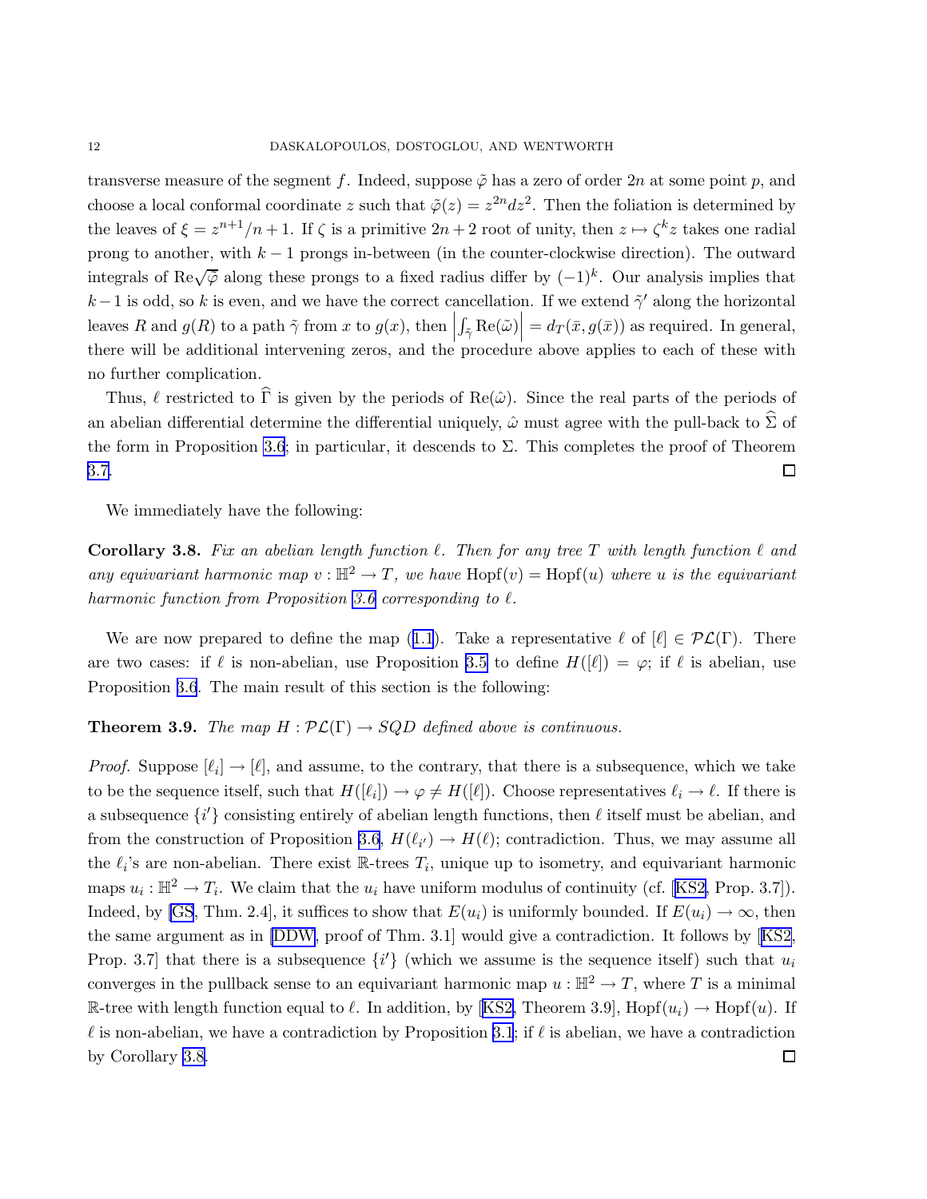transverse measure of the segment $f$. Indeed, suppose $\tilde{\varphi}$ has a zero of order $2n$ at some point $p$, and choose a local conformal coordinate $z$ such that $\tilde{\varphi}(z) = z^{2n}dz^2$. Then the foliation is determined by the leaves of $\xi = z^{n+1}/n+1$. If $\zeta$ is a primitive $2n+2$ root of unity, then $z \mapsto \zeta^k z$ takes one radial prong to another, with $k-1$ prongs in-between (in the counter-clockwise direction). The outward integrals of $\mathrm{Re}\sqrt{\tilde{\varphi}}$ along these prongs to a fixed radius differ by $(-1)^k$. Our analysis implies that $k-1$ is odd, so $k$ is even, and we have the correct cancellation. If we extend $\tilde{\gamma}'$ along the horizontal leaves $R$ and $g(R)$ to a path $\tilde{\gamma}$ from $x$ to $g(x)$, then $\left|\int_{\tilde{\gamma}} \mathrm{Re}(\tilde{\omega})\right| = d_T(\bar{x}, g(\bar{x}))$ as required. In general, there will be additional intervening zeros, and the procedure above applies to each of these with no further complication.

Thus, $\ell$ restricted to $\widehat{\Gamma}$ is given by the periods of $\mathrm{Re}(\hat{\omega})$. Since the real parts of the periods of an abelian differential determine the differential uniquely, $\hat{\omega}$ must agree with the pull-back to $\widehat{\Sigma}$ of the form in Proposition 3.6; in particular, it descends to $\Sigma$. This completes the proof of Theorem 3.7. □

We immediately have the following:

**Corollary 3.8.** *Fix an abelian length function $\ell$. Then for any tree $T$ with length function $\ell$ and any equivariant harmonic map $v : \mathbb{H}^2 \to T$, we have $\mathrm{Hopf}(v) = \mathrm{Hopf}(u)$ where $u$ is the equivariant harmonic function from Proposition 3.6 corresponding to $\ell$.*

We are now prepared to define the map (1.1). Take a representative $\ell$ of $[\ell] \in \mathcal{PL}(\Gamma)$. There are two cases: if $\ell$ is non-abelian, use Proposition 3.5 to define $H([\ell]) = \varphi$; if $\ell$ is abelian, use Proposition 3.6. The main result of this section is the following:

**Theorem 3.9.** *The map $H : \mathcal{PL}(\Gamma) \to SQD$ defined above is continuous.*

*Proof.* Suppose $[\ell_i] \to [\ell]$, and assume, to the contrary, that there is a subsequence, which we take to be the sequence itself, such that $H([\ell_i]) \to \varphi \neq H([\ell])$. Choose representatives $\ell_i \to \ell$. If there is a subsequence $\{i'\}$ consisting entirely of abelian length functions, then $\ell$ itself must be abelian, and from the construction of Proposition 3.6, $H(\ell_{i'}) \to H(\ell)$; contradiction. Thus, we may assume all the $\ell_i$'s are non-abelian. There exist $\mathbb{R}$-trees $T_i$, unique up to isometry, and equivariant harmonic maps $u_i : \mathbb{H}^2 \to T_i$. We claim that the $u_i$ have uniform modulus of continuity (cf. [KS2, Prop. 3.7]). Indeed, by [GS, Thm. 2.4], it suffices to show that $E(u_i)$ is uniformly bounded. If $E(u_i) \to \infty$, then the same argument as in [DDW, proof of Thm. 3.1] would give a contradiction. It follows by [KS2, Prop. 3.7] that there is a subsequence $\{i'\}$ (which we assume is the sequence itself) such that $u_i$ converges in the pullback sense to an equivariant harmonic map $u : \mathbb{H}^2 \to T$, where $T$ is a minimal $\mathbb{R}$-tree with length function equal to $\ell$. In addition, by [KS2, Theorem 3.9], $\mathrm{Hopf}(u_i) \to \mathrm{Hopf}(u)$. If $\ell$ is non-abelian, we have a contradiction by Proposition 3.1; if $\ell$ is abelian, we have a contradiction by Corollary 3.8. □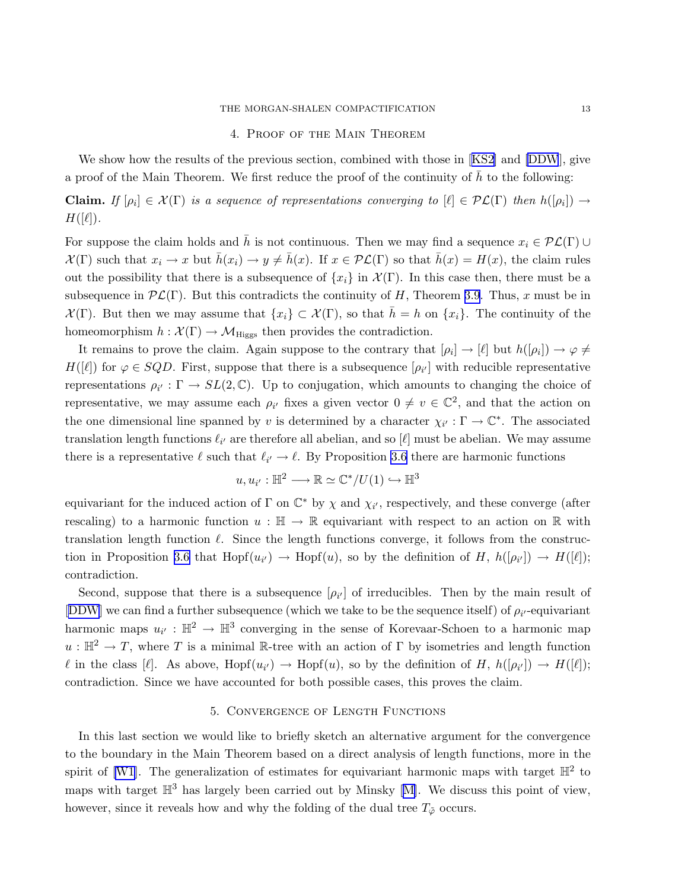## 4. Proof of the Main Theorem

We show how the results of the previous section, combined with those in [KS2] and [DDW], give a proof of the Main Theorem. We first reduce the proof of the continuity of $\bar{h}$ to the following:

**Claim.** *If $[\rho_i] \in \mathcal{X}(\Gamma)$ is a sequence of representations converging to $[\ell] \in \mathcal{PL}(\Gamma)$ then $h([\rho_i]) \to H([\ell])$.*

For suppose the claim holds and $\bar{h}$ is not continuous. Then we may find a sequence $x_i \in \mathcal{PL}(\Gamma) \cup \mathcal{X}(\Gamma)$ such that $x_i \to x$ but $\bar{h}(x_i) \to y \neq \bar{h}(x)$. If $x \in \mathcal{PL}(\Gamma)$ so that $\bar{h}(x) = H(x)$, the claim rules out the possibility that there is a subsequence of $\{x_i\}$ in $\mathcal{X}(\Gamma)$. In this case then, there must be a subsequence in $\mathcal{PL}(\Gamma)$. But this contradicts the continuity of $H$, Theorem 3.9. Thus, $x$ must be in $\mathcal{X}(\Gamma)$. But then we may assume that $\{x_i\} \subset \mathcal{X}(\Gamma)$, so that $\bar{h} = h$ on $\{x_i\}$. The continuity of the homeomorphism $h : \mathcal{X}(\Gamma) \to \mathcal{M}_{\mathrm{Higgs}}$ then provides the contradiction.

It remains to prove the claim. Again suppose to the contrary that $[\rho_i] \to [\ell]$ but $h([\rho_i]) \to \varphi \neq H([\ell])$ for $\varphi \in SQD$. First, suppose that there is a subsequence $[\rho_{i'}]$ with reducible representative representations $\rho_{i'} : \Gamma \to SL(2, \mathbb{C})$. Up to conjugation, which amounts to changing the choice of representative, we may assume each $\rho_{i'}$ fixes a given vector $0 \neq v \in \mathbb{C}^2$, and that the action on the one dimensional line spanned by $v$ is determined by a character $\chi_{i'} : \Gamma \to \mathbb{C}^*$. The associated translation length functions $\ell_{i'}$ are therefore all abelian, and so $[\ell]$ must be abelian. We may assume there is a representative $\ell$ such that $\ell_{i'} \to \ell$. By Proposition 3.6 there are harmonic functions

$$u, u_{i'} : \mathbb{H}^2 \longrightarrow \mathbb{R} \simeq \mathbb{C}^*/U(1) \hookrightarrow \mathbb{H}^3$$

equivariant for the induced action of $\Gamma$ on $\mathbb{C}^*$ by $\chi$ and $\chi_{i'}$, respectively, and these converge (after rescaling) to a harmonic function $u : \mathbb{H} \to \mathbb{R}$ equivariant with respect to an action on $\mathbb{R}$ with translation length function $\ell$. Since the length functions converge, it follows from the construction in Proposition 3.6 that $\mathrm{Hopf}(u_{i'}) \to \mathrm{Hopf}(u)$, so by the definition of $H$, $h([\rho_{i'}]) \to H([\ell])$; contradiction.

Second, suppose that there is a subsequence $[\rho_{i'}]$ of irreducibles. Then by the main result of [DDW] we can find a further subsequence (which we take to be the sequence itself) of $\rho_{i'}$-equivariant harmonic maps $u_{i'} : \mathbb{H}^2 \to \mathbb{H}^3$ converging in the sense of Korevaar-Schoen to a harmonic map $u : \mathbb{H}^2 \to T$, where $T$ is a minimal $\mathbb{R}$-tree with an action of $\Gamma$ by isometries and length function $\ell$ in the class $[\ell]$. As above, $\mathrm{Hopf}(u_{i'}) \to \mathrm{Hopf}(u)$, so by the definition of $H$, $h([\rho_{i'}]) \to H([\ell])$; contradiction. Since we have accounted for both possible cases, this proves the claim.

## 5. Convergence of Length Functions

In this last section we would like to briefly sketch an alternative argument for the convergence to the boundary in the Main Theorem based on a direct analysis of length functions, more in the spirit of [W1]. The generalization of estimates for equivariant harmonic maps with target $\mathbb{H}^2$ to maps with target $\mathbb{H}^3$ has largely been carried out by Minsky [M]. We discuss this point of view, however, since it reveals how and why the folding of the dual tree $T_{\tilde{\varphi}}$ occurs.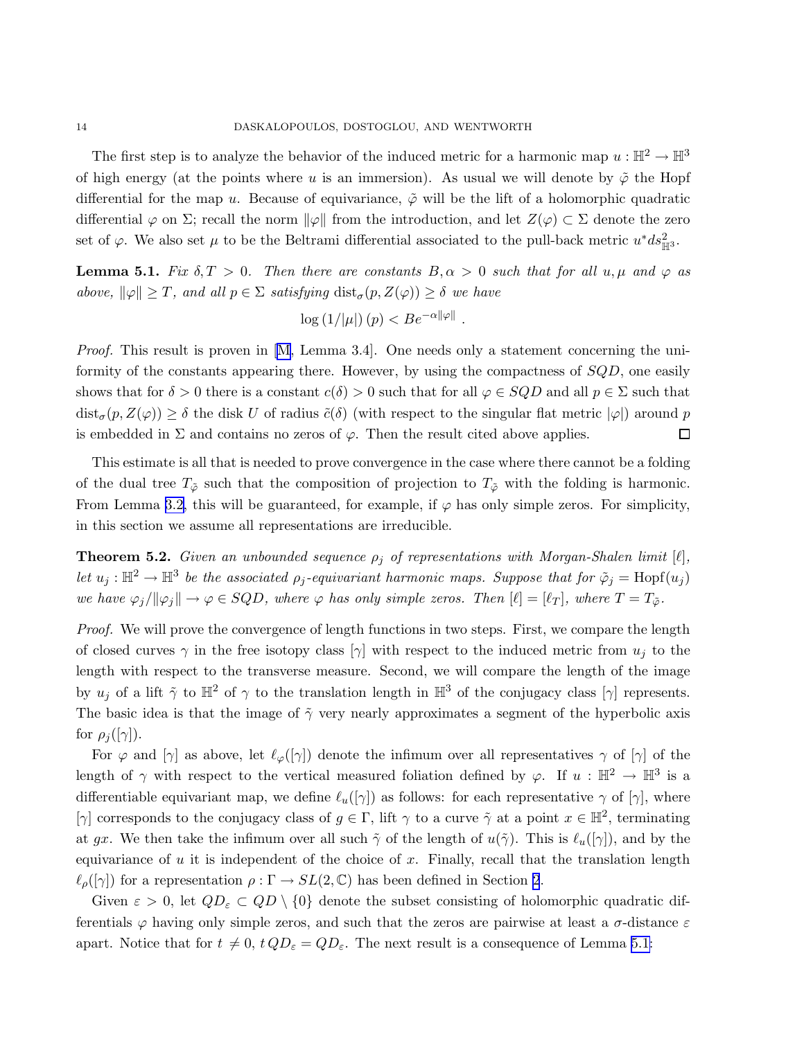The first step is to analyze the behavior of the induced metric for a harmonic map $u : \mathbb{H}^2 \to \mathbb{H}^3$ of high energy (at the points where $u$ is an immersion). As usual we will denote by $\tilde{\varphi}$ the Hopf differential for the map $u$. Because of equivariance, $\tilde{\varphi}$ will be the lift of a holomorphic quadratic differential $\varphi$ on $\Sigma$; recall the norm $\|\varphi\|$ from the introduction, and let $Z(\varphi) \subset \Sigma$ denote the zero set of $\varphi$. We also set $\mu$ to be the Beltrami differential associated to the pull-back metric $u^* ds^2_{\mathbb{H}^3}$.

**Lemma 5.1.** *Fix $\delta, T > 0$. Then there are constants $B, \alpha > 0$ such that for all $u, \mu$ and $\varphi$ as above, $\|\varphi\| \geq T$, and all $p \in \Sigma$ satisfying $\mathrm{dist}_\sigma(p, Z(\varphi)) \geq \delta$ we have*

$$\log\left(1/|\mu|\right)(p) < Be^{-\alpha\|\varphi\|}\ .$$

*Proof.* This result is proven in [M, Lemma 3.4]. One needs only a statement concerning the uniformity of the constants appearing there. However, by using the compactness of $SQD$, one easily shows that for $\delta > 0$ there is a constant $c(\delta) > 0$ such that for all $\varphi \in SQD$ and all $p \in \Sigma$ such that $\mathrm{dist}_\sigma(p, Z(\varphi)) \geq \delta$ the disk $U$ of radius $\tilde{c}(\delta)$ (with respect to the singular flat metric $|\varphi|$) around $p$ is embedded in $\Sigma$ and contains no zeros of $\varphi$. Then the result cited above applies. $\square$

This estimate is all that is needed to prove convergence in the case where there cannot be a folding of the dual tree $T_{\tilde{\varphi}}$ such that the composition of projection to $T_{\tilde{\varphi}}$ with the folding is harmonic. From Lemma 3.2, this will be guaranteed, for example, if $\varphi$ has only simple zeros. For simplicity, in this section we assume all representations are irreducible.

**Theorem 5.2.** *Given an unbounded sequence $\rho_j$ of representations with Morgan-Shalen limit $[\ell]$, let $u_j : \mathbb{H}^2 \to \mathbb{H}^3$ be the associated $\rho_j$-equivariant harmonic maps. Suppose that for $\tilde{\varphi}_j = \mathrm{Hopf}(u_j)$ we have $\varphi_j/\|\varphi_j\| \to \varphi \in SQD$, where $\varphi$ has only simple zeros. Then $[\ell] = [\ell_T]$, where $T = T_{\tilde{\varphi}}$.*

*Proof.* We will prove the convergence of length functions in two steps. First, we compare the length of closed curves $\gamma$ in the free isotopy class $[\gamma]$ with respect to the induced metric from $u_j$ to the length with respect to the transverse measure. Second, we will compare the length of the image by $u_j$ of a lift $\tilde{\gamma}$ to $\mathbb{H}^2$ of $\gamma$ to the translation length in $\mathbb{H}^3$ of the conjugacy class $[\gamma]$ represents. The basic idea is that the image of $\tilde{\gamma}$ very nearly approximates a segment of the hyperbolic axis for $\rho_j([\gamma])$.

For $\varphi$ and $[\gamma]$ as above, let $\ell_\varphi([\gamma])$ denote the infimum over all representatives $\gamma$ of $[\gamma]$ of the length of $\gamma$ with respect to the vertical measured foliation defined by $\varphi$. If $u : \mathbb{H}^2 \to \mathbb{H}^3$ is a differentiable equivariant map, we define $\ell_u([\gamma])$ as follows: for each representative $\gamma$ of $[\gamma]$, where $[\gamma]$ corresponds to the conjugacy class of $g \in \Gamma$, lift $\gamma$ to a curve $\tilde{\gamma}$ at a point $x \in \mathbb{H}^2$, terminating at $gx$. We then take the infimum over all such $\tilde{\gamma}$ of the length of $u(\tilde{\gamma})$. This is $\ell_u([\gamma])$, and by the equivariance of $u$ it is independent of the choice of $x$. Finally, recall that the translation length $\ell_\rho([\gamma])$ for a representation $\rho : \Gamma \to SL(2, \mathbb{C})$ has been defined in Section 2.

Given $\varepsilon > 0$, let $QD_\varepsilon \subset QD \setminus \{0\}$ denote the subset consisting of holomorphic quadratic differentials $\varphi$ having only simple zeros, and such that the zeros are pairwise at least a $\sigma$-distance $\varepsilon$ apart. Notice that for $t \neq 0$, $t\,QD_\varepsilon = QD_\varepsilon$. The next result is a consequence of Lemma 5.1: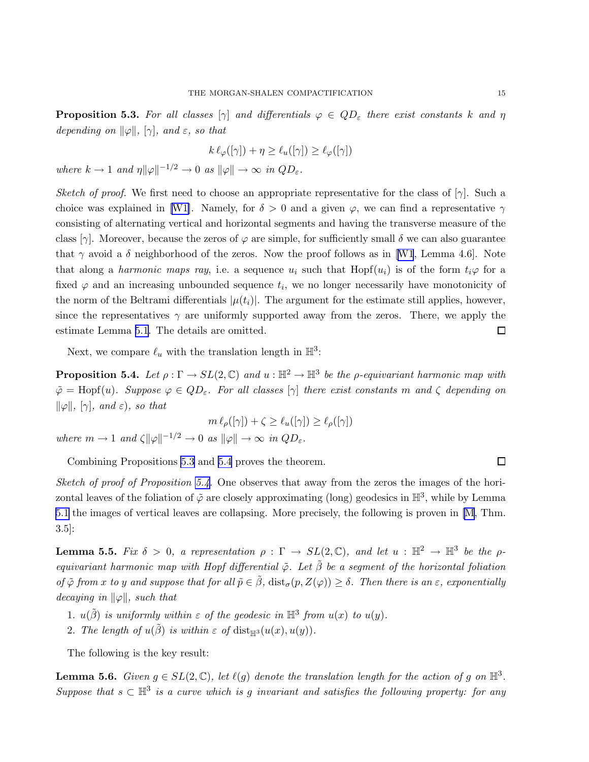**Proposition 5.3.** *For all classes $[\gamma]$ and differentials $\varphi \in QD_\varepsilon$ there exist constants $k$ and $\eta$ depending on $\|\varphi\|$, $[\gamma]$, and $\varepsilon$, so that*

$$k\,\ell_\varphi([\gamma]) + \eta \geq \ell_u([\gamma]) \geq \ell_\varphi([\gamma])$$

*where $k \to 1$ and $\eta\|\varphi\|^{-1/2} \to 0$ as $\|\varphi\| \to \infty$ in $QD_\varepsilon$.*

*Sketch of proof.* We first need to choose an appropriate representative for the class of $[\gamma]$. Such a choice was explained in [W1]. Namely, for $\delta > 0$ and a given $\varphi$, we can find a representative $\gamma$ consisting of alternating vertical and horizontal segments and having the transverse measure of the class $[\gamma]$. Moreover, because the zeros of $\varphi$ are simple, for sufficiently small $\delta$ we can also guarantee that $\gamma$ avoid a $\delta$ neighborhood of the zeros. Now the proof follows as in [W1, Lemma 4.6]. Note that along a *harmonic maps ray*, i.e. a sequence $u_i$ such that $\mathrm{Hopf}(u_i)$ is of the form $t_i\varphi$ for a fixed $\varphi$ and an increasing unbounded sequence $t_i$, we no longer necessarily have monotonicity of the norm of the Beltrami differentials $|\mu(t_i)|$. The argument for the estimate still applies, however, since the representatives $\gamma$ are uniformly supported away from the zeros. There, we apply the estimate Lemma 5.1. The details are omitted. $\square$

Next, we compare $\ell_u$ with the translation length in $\mathbb{H}^3$:

**Proposition 5.4.** *Let $\rho : \Gamma \to SL(2,\mathbb{C})$ and $u : \mathbb{H}^2 \to \mathbb{H}^3$ be the $\rho$-equivariant harmonic map with $\tilde{\varphi} = \mathrm{Hopf}(u)$. Suppose $\varphi \in QD_\varepsilon$. For all classes $[\gamma]$ there exist constants $m$ and $\zeta$ depending on $\|\varphi\|$, $[\gamma]$, and $\varepsilon$), so that*

$$m\,\ell_\rho([\gamma]) + \zeta \geq \ell_u([\gamma]) \geq \ell_\rho([\gamma])$$

*where $m \to 1$ and $\zeta\|\varphi\|^{-1/2} \to 0$ as $\|\varphi\| \to \infty$ in $QD_\varepsilon$.*

Combining Propositions 5.3 and 5.4 proves the theorem. $\square$

*Sketch of proof of Proposition 5.4.* One observes that away from the zeros the images of the horizontal leaves of the foliation of $\tilde{\varphi}$ are closely approximating (long) geodesics in $\mathbb{H}^3$, while by Lemma 5.1 the images of vertical leaves are collapsing. More precisely, the following is proven in [M, Thm. 3.5]:

**Lemma 5.5.** *Fix $\delta > 0$, a representation $\rho : \Gamma \to SL(2,\mathbb{C})$, and let $u : \mathbb{H}^2 \to \mathbb{H}^3$ be the $\rho$-equivariant harmonic map with Hopf differential $\tilde{\varphi}$. Let $\tilde{\beta}$ be a segment of the horizontal foliation of $\tilde{\varphi}$ from $x$ to $y$ and suppose that for all $\tilde{p} \in \tilde{\beta}$, $\mathrm{dist}_\sigma(p, Z(\varphi)) \geq \delta$. Then there is an $\varepsilon$, exponentially decaying in $\|\varphi\|$, such that*

1. *$u(\tilde{\beta})$ is uniformly within $\varepsilon$ of the geodesic in $\mathbb{H}^3$ from $u(x)$ to $u(y)$.*
2. *The length of $u(\tilde{\beta})$ is within $\varepsilon$ of $\mathrm{dist}_{\mathbb{H}^3}(u(x), u(y))$.*

The following is the key result:

**Lemma 5.6.** *Given $g \in SL(2,\mathbb{C})$, let $\ell(g)$ denote the translation length for the action of $g$ on $\mathbb{H}^3$. Suppose that $s \subset \mathbb{H}^3$ is a curve which is $g$ invariant and satisfies the following property: for any*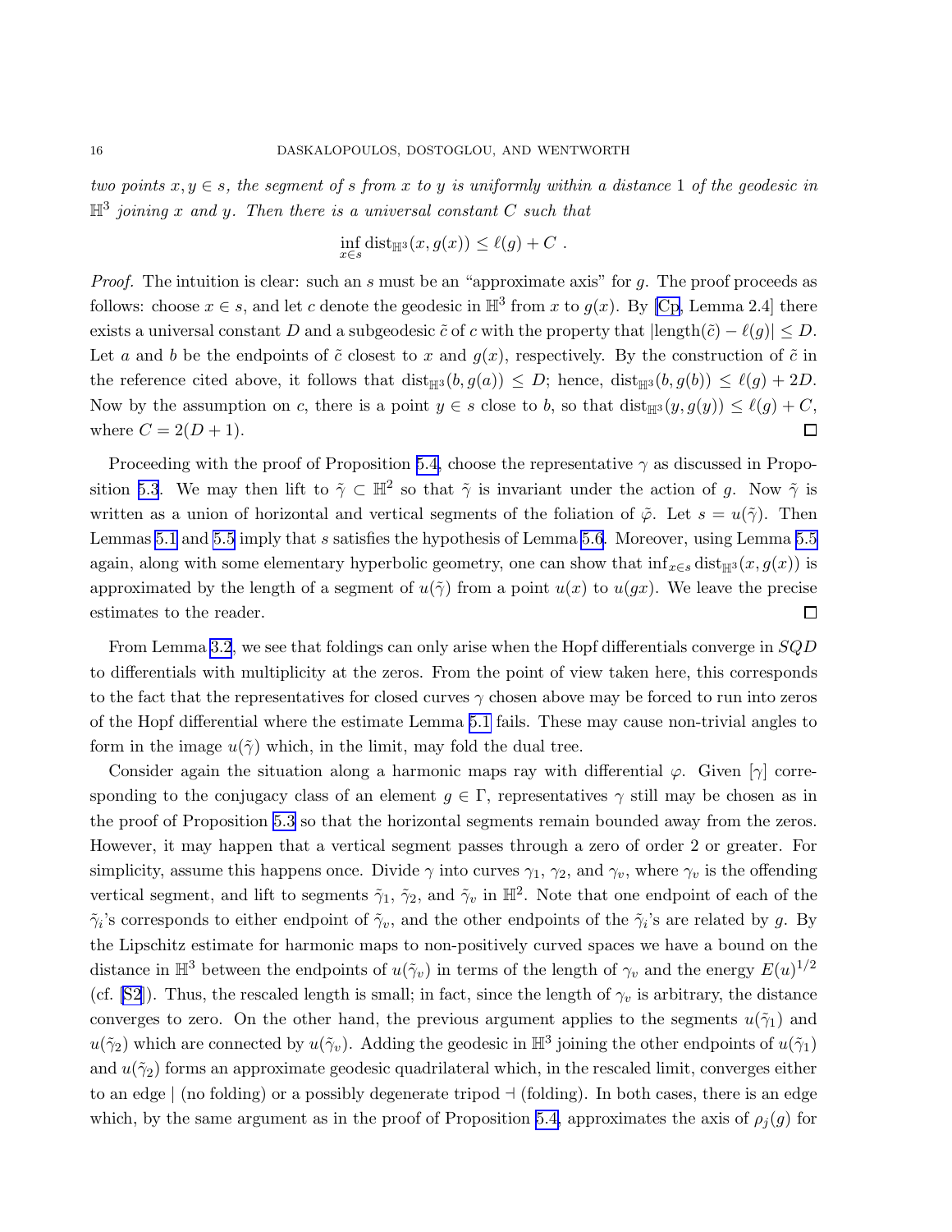*two points $x, y \in s$, the segment of $s$ from $x$ to $y$ is uniformly within a distance 1 of the geodesic in $\mathbb{H}^3$ joining $x$ and $y$. Then there is a universal constant $C$ such that*

$$\inf_{x \in s} \operatorname{dist}_{\mathbb{H}^3}(x, g(x)) \leq \ell(g) + C \ .$$

*Proof.* The intuition is clear: such an $s$ must be an "approximate axis" for $g$. The proof proceeds as follows: choose $x \in s$, and let $c$ denote the geodesic in $\mathbb{H}^3$ from $x$ to $g(x)$. By [Cp, Lemma 2.4] there exists a universal constant $D$ and a subgeodesic $\tilde{c}$ of $c$ with the property that $|\text{length}(\tilde{c}) - \ell(g)| \leq D$. Let $a$ and $b$ be the endpoints of $\tilde{c}$ closest to $x$ and $g(x)$, respectively. By the construction of $\tilde{c}$ in the reference cited above, it follows that $\operatorname{dist}_{\mathbb{H}^3}(b, g(a)) \leq D$; hence, $\operatorname{dist}_{\mathbb{H}^3}(b, g(b)) \leq \ell(g) + 2D$. Now by the assumption on $c$, there is a point $y \in s$ close to $b$, so that $\operatorname{dist}_{\mathbb{H}^3}(y, g(y)) \leq \ell(g) + C$, where $C = 2(D+1)$. □

Proceeding with the proof of Proposition 5.4, choose the representative $\gamma$ as discussed in Proposition 5.3. We may then lift to $\tilde{\gamma} \subset \mathbb{H}^2$ so that $\tilde{\gamma}$ is invariant under the action of $g$. Now $\tilde{\gamma}$ is written as a union of horizontal and vertical segments of the foliation of $\tilde{\varphi}$. Let $s = u(\tilde{\gamma})$. Then Lemmas 5.1 and 5.5 imply that $s$ satisfies the hypothesis of Lemma 5.6. Moreover, using Lemma 5.5 again, along with some elementary hyperbolic geometry, one can show that $\inf_{x \in s} \operatorname{dist}_{\mathbb{H}^3}(x, g(x))$ is approximated by the length of a segment of $u(\tilde{\gamma})$ from a point $u(x)$ to $u(gx)$. We leave the precise estimates to the reader. □

From Lemma 3.2, we see that foldings can only arise when the Hopf differentials converge in $SQD$ to differentials with multiplicity at the zeros. From the point of view taken here, this corresponds to the fact that the representatives for closed curves $\gamma$ chosen above may be forced to run into zeros of the Hopf differential where the estimate Lemma 5.1 fails. These may cause non-trivial angles to form in the image $u(\tilde{\gamma})$ which, in the limit, may fold the dual tree.

Consider again the situation along a harmonic maps ray with differential $\varphi$. Given $[\gamma]$ corresponding to the conjugacy class of an element $g \in \Gamma$, representatives $\gamma$ still may be chosen as in the proof of Proposition 5.3 so that the horizontal segments remain bounded away from the zeros. However, it may happen that a vertical segment passes through a zero of order 2 or greater. For simplicity, assume this happens once. Divide $\gamma$ into curves $\gamma_1$, $\gamma_2$, and $\gamma_v$, where $\gamma_v$ is the offending vertical segment, and lift to segments $\tilde{\gamma}_1$, $\tilde{\gamma}_2$, and $\tilde{\gamma}_v$ in $\mathbb{H}^2$. Note that one endpoint of each of the $\tilde{\gamma}_i$'s corresponds to either endpoint of $\tilde{\gamma}_v$, and the other endpoints of the $\tilde{\gamma}_i$'s are related by $g$. By the Lipschitz estimate for harmonic maps to non-positively curved spaces we have a bound on the distance in $\mathbb{H}^3$ between the endpoints of $u(\tilde{\gamma}_v)$ in terms of the length of $\gamma_v$ and the energy $E(u)^{1/2}$ (cf. [S2]). Thus, the rescaled length is small; in fact, since the length of $\gamma_v$ is arbitrary, the distance converges to zero. On the other hand, the previous argument applies to the segments $u(\tilde{\gamma}_1)$ and $u(\tilde{\gamma}_2)$ which are connected by $u(\tilde{\gamma}_v)$. Adding the geodesic in $\mathbb{H}^3$ joining the other endpoints of $u(\tilde{\gamma}_1)$ and $u(\tilde{\gamma}_2)$ forms an approximate geodesic quadrilateral which, in the rescaled limit, converges either to an edge | (no folding) or a possibly degenerate tripod ⊣ (folding). In both cases, there is an edge which, by the same argument as in the proof of Proposition 5.4, approximates the axis of $\rho_j(g)$ for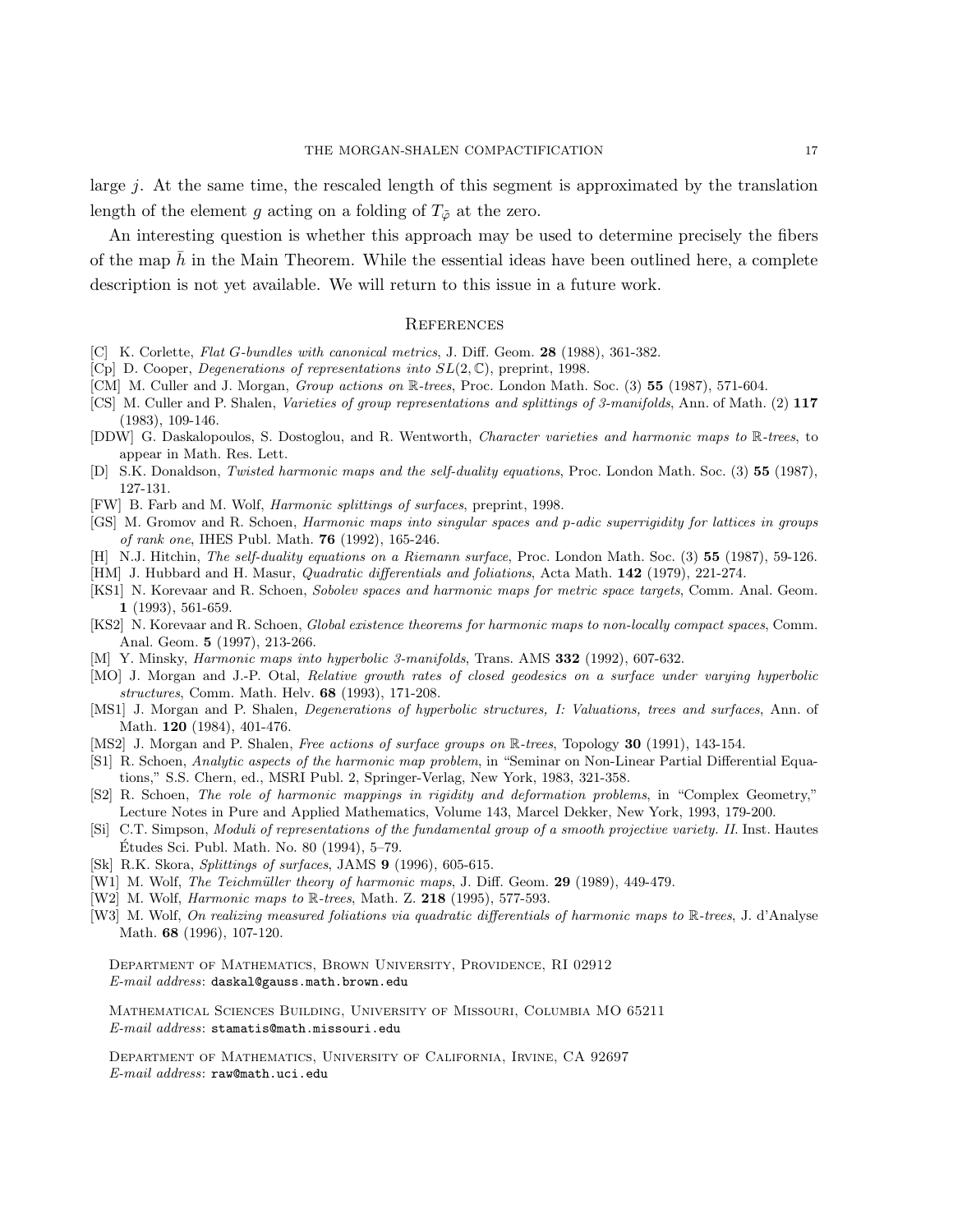large $j$. At the same time, the rescaled length of this segment is approximated by the translation length of the element $g$ acting on a folding of $T_{\bar{\varphi}}$ at the zero.

An interesting question is whether this approach may be used to determine precisely the fibers of the map $\bar{h}$ in the Main Theorem. While the essential ideas have been outlined here, a complete description is not yet available. We will return to this issue in a future work.

## References

[C] K. Corlette, *Flat G-bundles with canonical metrics*, J. Diff. Geom. **28** (1988), 361-382.

[Cp] D. Cooper, *Degenerations of representations into $SL(2,\mathbb{C})$*, preprint, 1998.

[CM] M. Culler and J. Morgan, *Group actions on $\mathbb{R}$-trees*, Proc. London Math. Soc. (3) **55** (1987), 571-604.

[CS] M. Culler and P. Shalen, *Varieties of group representations and splittings of 3-manifolds*, Ann. of Math. (2) **117** (1983), 109-146.

[DDW] G. Daskalopoulos, S. Dostoglou, and R. Wentworth, *Character varieties and harmonic maps to $\mathbb{R}$-trees*, to appear in Math. Res. Lett.

[D] S.K. Donaldson, *Twisted harmonic maps and the self-duality equations*, Proc. London Math. Soc. (3) **55** (1987), 127-131.

[FW] B. Farb and M. Wolf, *Harmonic splittings of surfaces*, preprint, 1998.

[GS] M. Gromov and R. Schoen, *Harmonic maps into singular spaces and p-adic superrigidity for lattices in groups of rank one*, IHES Publ. Math. **76** (1992), 165-246.

[H] N.J. Hitchin, *The self-duality equations on a Riemann surface*, Proc. London Math. Soc. (3) **55** (1987), 59-126.

[HM] J. Hubbard and H. Masur, *Quadratic differentials and foliations*, Acta Math. **142** (1979), 221-274.

[KS1] N. Korevaar and R. Schoen, *Sobolev spaces and harmonic maps for metric space targets*, Comm. Anal. Geom. **1** (1993), 561-659.

[KS2] N. Korevaar and R. Schoen, *Global existence theorems for harmonic maps to non-locally compact spaces*, Comm. Anal. Geom. **5** (1997), 213-266.

[M] Y. Minsky, *Harmonic maps into hyperbolic 3-manifolds*, Trans. AMS **332** (1992), 607-632.

[MO] J. Morgan and J.-P. Otal, *Relative growth rates of closed geodesics on a surface under varying hyperbolic structures*, Comm. Math. Helv. **68** (1993), 171-208.

[MS1] J. Morgan and P. Shalen, *Degenerations of hyperbolic structures, I: Valuations, trees and surfaces*, Ann. of Math. **120** (1984), 401-476.

[MS2] J. Morgan and P. Shalen, *Free actions of surface groups on $\mathbb{R}$-trees*, Topology **30** (1991), 143-154.

[S1] R. Schoen, *Analytic aspects of the harmonic map problem*, in "Seminar on Non-Linear Partial Differential Equations," S.S. Chern, ed., MSRI Publ. 2, Springer-Verlag, New York, 1983, 321-358.

[S2] R. Schoen, *The role of harmonic mappings in rigidity and deformation problems*, in "Complex Geometry," Lecture Notes in Pure and Applied Mathematics, Volume 143, Marcel Dekker, New York, 1993, 179-200.

[Si] C.T. Simpson, *Moduli of representations of the fundamental group of a smooth projective variety. II.* Inst. Hautes Études Sci. Publ. Math. No. 80 (1994), 5–79.

[Sk] R.K. Skora, *Splittings of surfaces*, JAMS **9** (1996), 605-615.

[W1] M. Wolf, *The Teichmüller theory of harmonic maps*, J. Diff. Geom. **29** (1989), 449-479.

[W2] M. Wolf, *Harmonic maps to $\mathbb{R}$-trees*, Math. Z. **218** (1995), 577-593.

[W3] M. Wolf, *On realizing measured foliations via quadratic differentials of harmonic maps to $\mathbb{R}$-trees*, J. d'Analyse Math. **68** (1996), 107-120.

Department of Mathematics, Brown University, Providence, RI 02912
*E-mail address*: `daskal@gauss.math.brown.edu`

Mathematical Sciences Building, University of Missouri, Columbia MO 65211
*E-mail address*: `stamatis@math.missouri.edu`

Department of Mathematics, University of California, Irvine, CA 92697
*E-mail address*: `raw@math.uci.edu`